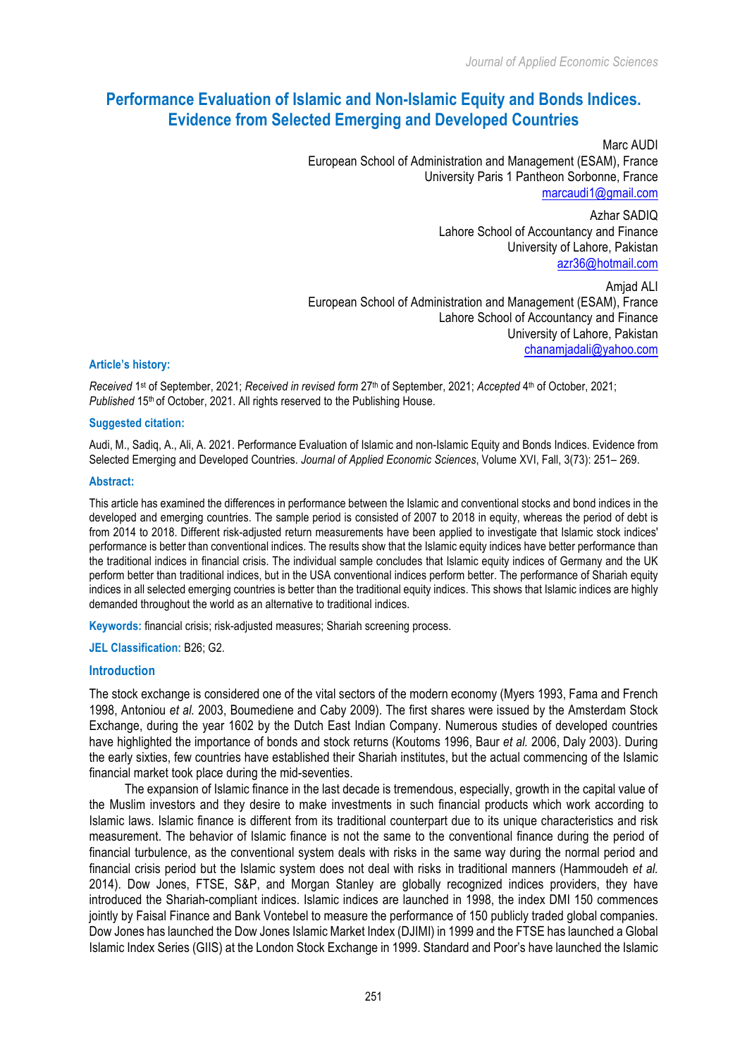# Performance Evaluation of Islamic and Non-Islamic Equity and Bonds Indices. Evidence from Selected Emerging and Developed Countries

Marc AUDI
European School of Administration and Management (ESAM), France
University Paris 1 Pantheon Sorbonne, France
marcaudi1@gmail.com

Azhar SADIQ
Lahore School of Accountancy and Finance
University of Lahore, Pakistan
azr36@hotmail.com

Amjad ALI
European School of Administration and Management (ESAM), France
Lahore School of Accountancy and Finance
University of Lahore, Pakistan
chanamjadali@yahoo.com

**Article's history:**

*Received* 1st of September, 2021; *Received in revised form* 27th of September, 2021; *Accepted* 4th of October, 2021; *Published* 15th of October, 2021. All rights reserved to the Publishing House.

**Suggested citation:**

Audi, M., Sadiq, A., Ali, A. 2021. Performance Evaluation of Islamic and non-Islamic Equity and Bonds Indices. Evidence from Selected Emerging and Developed Countries. *Journal of Applied Economic Sciences*, Volume XVI, Fall, 3(73): 251– 269.

**Abstract:**

This article has examined the differences in performance between the Islamic and conventional stocks and bond indices in the developed and emerging countries. The sample period is consisted of 2007 to 2018 in equity, whereas the period of debt is from 2014 to 2018. Different risk-adjusted return measurements have been applied to investigate that Islamic stock indices' performance is better than conventional indices. The results show that the Islamic equity indices have better performance than the traditional indices in financial crisis. The individual sample concludes that Islamic equity indices of Germany and the UK perform better than traditional indices, but in the USA conventional indices perform better. The performance of Shariah equity indices in all selected emerging countries is better than the traditional equity indices. This shows that Islamic indices are highly demanded throughout the world as an alternative to traditional indices.

**Keywords:** financial crisis; risk-adjusted measures; Shariah screening process.

**JEL Classification:** B26; G2.

## Introduction

The stock exchange is considered one of the vital sectors of the modern economy (Myers 1993, Fama and French 1998, Antoniou *et al.* 2003, Boumediene and Caby 2009). The first shares were issued by the Amsterdam Stock Exchange, during the year 1602 by the Dutch East Indian Company. Numerous studies of developed countries have highlighted the importance of bonds and stock returns (Koutoms 1996, Baur *et al.* 2006, Daly 2003). During the early sixties, few countries have established their Shariah institutes, but the actual commencing of the Islamic financial market took place during the mid-seventies.

The expansion of Islamic finance in the last decade is tremendous, especially, growth in the capital value of the Muslim investors and they desire to make investments in such financial products which work according to Islamic laws. Islamic finance is different from its traditional counterpart due to its unique characteristics and risk measurement. The behavior of Islamic finance is not the same to the conventional finance during the period of financial turbulence, as the conventional system deals with risks in the same way during the normal period and financial crisis period but the Islamic system does not deal with risks in traditional manners (Hammoudeh *et al.* 2014). Dow Jones, FTSE, S&P, and Morgan Stanley are globally recognized indices providers, they have introduced the Shariah-compliant indices. Islamic indices are launched in 1998, the index DMI 150 commences jointly by Faisal Finance and Bank Vontebel to measure the performance of 150 publicly traded global companies. Dow Jones has launched the Dow Jones Islamic Market Index (DJIMI) in 1999 and the FTSE has launched a Global Islamic Index Series (GIIS) at the London Stock Exchange in 1999. Standard and Poor's have launched the Islamic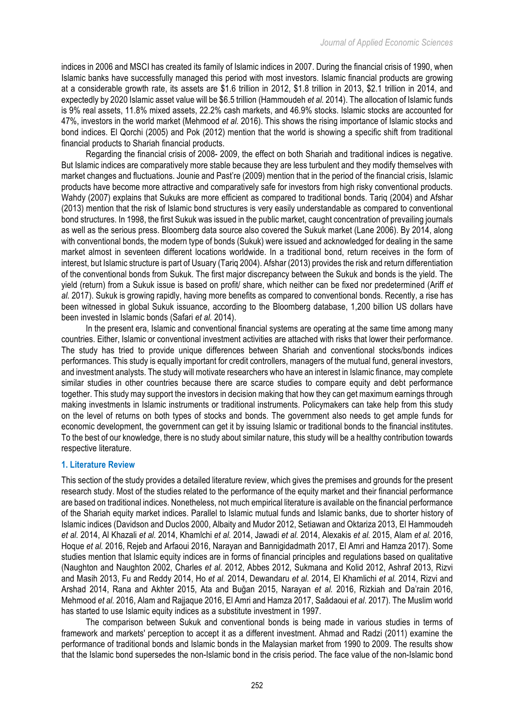indices in 2006 and MSCI has created its family of Islamic indices in 2007. During the financial crisis of 1990, when Islamic banks have successfully managed this period with most investors. Islamic financial products are growing at a considerable growth rate, its assets are $1.6 trillion in 2012, $1.8 trillion in 2013, $2.1 trillion in 2014, and expectedly by 2020 Islamic asset value will be $6.5 trillion (Hammoudeh *et al.* 2014). The allocation of Islamic funds is 9% real assets, 11.8% mixed assets, 22.2% cash markets, and 46.9% stocks. Islamic stocks are accounted for 47%, investors in the world market (Mehmood *et al.* 2016). This shows the rising importance of Islamic stocks and bond indices. El Qorchi (2005) and Pok (2012) mention that the world is showing a specific shift from traditional financial products to Shariah financial products.

Regarding the financial crisis of 2008- 2009, the effect on both Shariah and traditional indices is negative. But Islamic indices are comparatively more stable because they are less turbulent and they modify themselves with market changes and fluctuations. Jounie and Past're (2009) mention that in the period of the financial crisis, Islamic products have become more attractive and comparatively safe for investors from high risky conventional products. Wahdy (2007) explains that Sukuks are more efficient as compared to traditional bonds. Tariq (2004) and Afshar (2013) mention that the risk of Islamic bond structures is very easily understandable as compared to conventional bond structures. In 1998, the first Sukuk was issued in the public market, caught concentration of prevailing journals as well as the serious press. Bloomberg data source also covered the Sukuk market (Lane 2006). By 2014, along with conventional bonds, the modern type of bonds (Sukuk) were issued and acknowledged for dealing in the same market almost in seventeen different locations worldwide. In a traditional bond, return receives in the form of interest, but Islamic structure is part of Usuary (Tariq 2004). Afshar (2013) provides the risk and return differentiation of the conventional bonds from Sukuk. The first major discrepancy between the Sukuk and bonds is the yield. The yield (return) from a Sukuk issue is based on profit/ share, which neither can be fixed nor predetermined (Ariff *et al.* 2017). Sukuk is growing rapidly, having more benefits as compared to conventional bonds. Recently, a rise has been witnessed in global Sukuk issuance, according to the Bloomberg database, 1,200 billion US dollars have been invested in Islamic bonds (Safari *et al.* 2014).

In the present era, Islamic and conventional financial systems are operating at the same time among many countries. Either, Islamic or conventional investment activities are attached with risks that lower their performance. The study has tried to provide unique differences between Shariah and conventional stocks/bonds indices performances. This study is equally important for credit controllers, managers of the mutual fund, general investors, and investment analysts. The study will motivate researchers who have an interest in Islamic finance, may complete similar studies in other countries because there are scarce studies to compare equity and debt performance together. This study may support the investors in decision making that how they can get maximum earnings through making investments in Islamic instruments or traditional instruments. Policymakers can take help from this study on the level of returns on both types of stocks and bonds. The government also needs to get ample funds for economic development, the government can get it by issuing Islamic or traditional bonds to the financial institutes. To the best of our knowledge, there is no study about similar nature, this study will be a healthy contribution towards respective literature.

## 1. Literature Review

This section of the study provides a detailed literature review, which gives the premises and grounds for the present research study. Most of the studies related to the performance of the equity market and their financial performance are based on traditional indices. Nonetheless, not much empirical literature is available on the financial performance of the Shariah equity market indices. Parallel to Islamic mutual funds and Islamic banks, due to shorter history of Islamic indices (Davidson and Duclos 2000, Albaity and Mudor 2012, Setiawan and Oktariza 2013, El Hammoudeh *et al.* 2014, Al Khazali *et al.* 2014, Khamlchi *et al.* 2014, Jawadi *et al.* 2014, Alexakis *et al.* 2015, Alam *et al.* 2016, Hoque *et al.* 2016, Rejeb and Arfaoui 2016, Narayan and Bannigidadmath 2017, El Amri and Hamza 2017). Some studies mention that Islamic equity indices are in forms of financial principles and regulations based on qualitative (Naughton and Naughton 2002, Charles *et al.* 2012, Abbes 2012, Sukmana and Kolid 2012, Ashraf 2013, Rizvi and Masih 2013, Fu and Reddy 2014, Ho *et al.* 2014, Dewandaru *et al.* 2014, El Khamlichi *et al.* 2014, Rizvi and Arshad 2014, Rana and Akhter 2015, Ata and Buğan 2015, Narayan *et al.* 2016, Rizkiah and Da'rain 2016, Mehmood *et al.* 2016, Alam and Rajjaque 2016, El Amri and Hamza 2017, Saâdaoui *et al*. 2017). The Muslim world has started to use Islamic equity indices as a substitute investment in 1997.

The comparison between Sukuk and conventional bonds is being made in various studies in terms of framework and markets' perception to accept it as a different investment. Ahmad and Radzi (2011) examine the performance of traditional bonds and Islamic bonds in the Malaysian market from 1990 to 2009. The results show that the Islamic bond supersedes the non-Islamic bond in the crisis period. The face value of the non-Islamic bond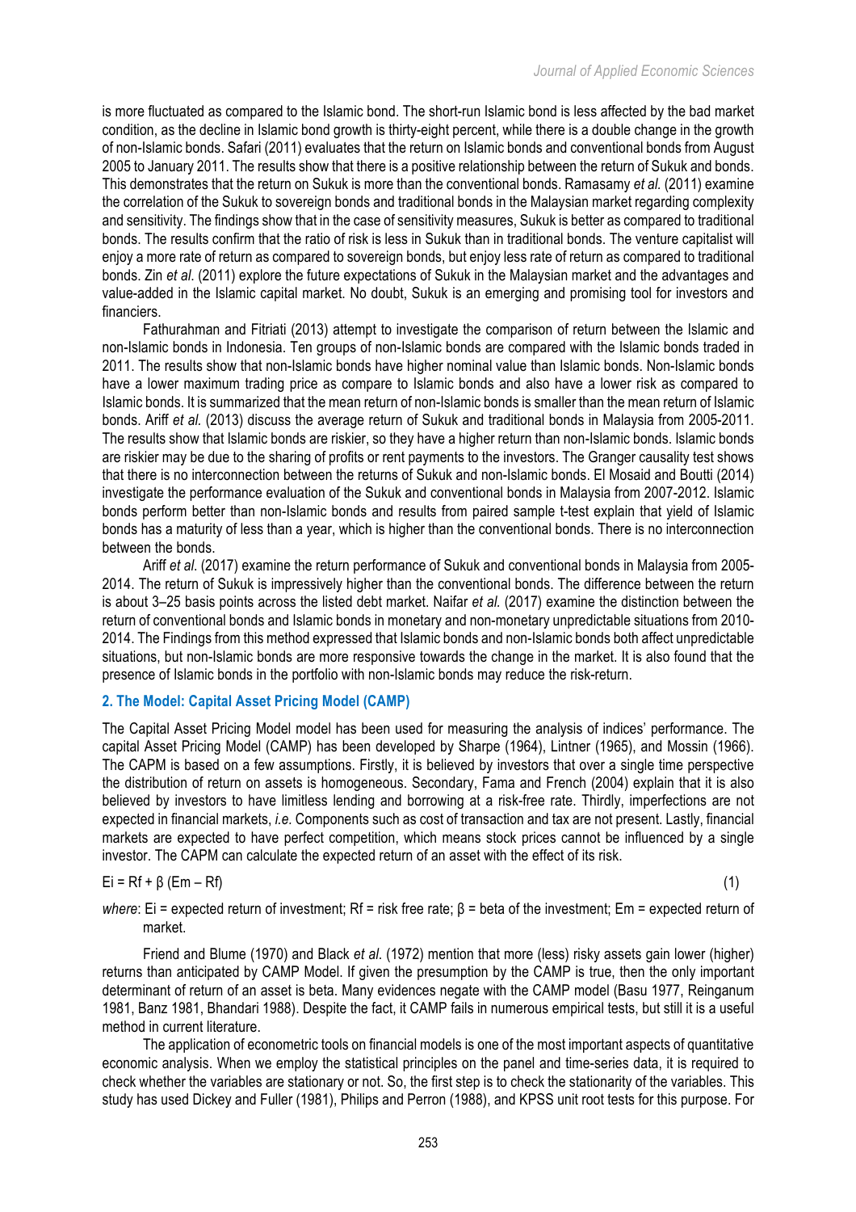is more fluctuated as compared to the Islamic bond. The short-run Islamic bond is less affected by the bad market condition, as the decline in Islamic bond growth is thirty-eight percent, while there is a double change in the growth of non-Islamic bonds. Safari (2011) evaluates that the return on Islamic bonds and conventional bonds from August 2005 to January 2011. The results show that there is a positive relationship between the return of Sukuk and bonds. This demonstrates that the return on Sukuk is more than the conventional bonds. Ramasamy *et al.* (2011) examine the correlation of the Sukuk to sovereign bonds and traditional bonds in the Malaysian market regarding complexity and sensitivity. The findings show that in the case of sensitivity measures, Sukuk is better as compared to traditional bonds. The results confirm that the ratio of risk is less in Sukuk than in traditional bonds. The venture capitalist will enjoy a more rate of return as compared to sovereign bonds, but enjoy less rate of return as compared to traditional bonds. Zin *et al.* (2011) explore the future expectations of Sukuk in the Malaysian market and the advantages and value-added in the Islamic capital market. No doubt, Sukuk is an emerging and promising tool for investors and financiers.

Fathurahman and Fitriati (2013) attempt to investigate the comparison of return between the Islamic and non-Islamic bonds in Indonesia. Ten groups of non-Islamic bonds are compared with the Islamic bonds traded in 2011. The results show that non-Islamic bonds have higher nominal value than Islamic bonds. Non-Islamic bonds have a lower maximum trading price as compare to Islamic bonds and also have a lower risk as compared to Islamic bonds. It is summarized that the mean return of non-Islamic bonds is smaller than the mean return of Islamic bonds. Ariff *et al.* (2013) discuss the average return of Sukuk and traditional bonds in Malaysia from 2005-2011. The results show that Islamic bonds are riskier, so they have a higher return than non-Islamic bonds. Islamic bonds are riskier may be due to the sharing of profits or rent payments to the investors. The Granger causality test shows that there is no interconnection between the returns of Sukuk and non-Islamic bonds. El Mosaid and Boutti (2014) investigate the performance evaluation of the Sukuk and conventional bonds in Malaysia from 2007-2012. Islamic bonds perform better than non-Islamic bonds and results from paired sample t-test explain that yield of Islamic bonds has a maturity of less than a year, which is higher than the conventional bonds. There is no interconnection between the bonds.

Ariff *et al.* (2017) examine the return performance of Sukuk and conventional bonds in Malaysia from 2005-2014. The return of Sukuk is impressively higher than the conventional bonds. The difference between the return is about 3–25 basis points across the listed debt market. Naifar *et al.* (2017) examine the distinction between the return of conventional bonds and Islamic bonds in monetary and non-monetary unpredictable situations from 2010-2014. The Findings from this method expressed that Islamic bonds and non-Islamic bonds both affect unpredictable situations, but non-Islamic bonds are more responsive towards the change in the market. It is also found that the presence of Islamic bonds in the portfolio with non-Islamic bonds may reduce the risk-return.

## 2. The Model: Capital Asset Pricing Model (CAMP)

The Capital Asset Pricing Model model has been used for measuring the analysis of indices' performance. The capital Asset Pricing Model (CAMP) has been developed by Sharpe (1964), Lintner (1965), and Mossin (1966). The CAPM is based on a few assumptions. Firstly, it is believed by investors that over a single time perspective the distribution of return on assets is homogeneous. Secondary, Fama and French (2004) explain that it is also believed by investors to have limitless lending and borrowing at a risk-free rate. Thirdly, imperfections are not expected in financial markets, *i.e.* Components such as cost of transaction and tax are not present. Lastly, financial markets are expected to have perfect competition, which means stock prices cannot be influenced by a single investor. The CAPM can calculate the expected return of an asset with the effect of its risk.

$$Ei = Rf + \beta\,(Em - Rf) \tag{1}$$

*where*: Ei = expected return of investment; Rf = risk free rate; β = beta of the investment; Em = expected return of market.

Friend and Blume (1970) and Black *et al*. (1972) mention that more (less) risky assets gain lower (higher) returns than anticipated by CAMP Model. If given the presumption by the CAMP is true, then the only important determinant of return of an asset is beta. Many evidences negate with the CAMP model (Basu 1977, Reinganum 1981, Banz 1981, Bhandari 1988). Despite the fact, it CAMP fails in numerous empirical tests, but still it is a useful method in current literature.

The application of econometric tools on financial models is one of the most important aspects of quantitative economic analysis. When we employ the statistical principles on the panel and time-series data, it is required to check whether the variables are stationary or not. So, the first step is to check the stationarity of the variables. This study has used Dickey and Fuller (1981), Philips and Perron (1988), and KPSS unit root tests for this purpose. For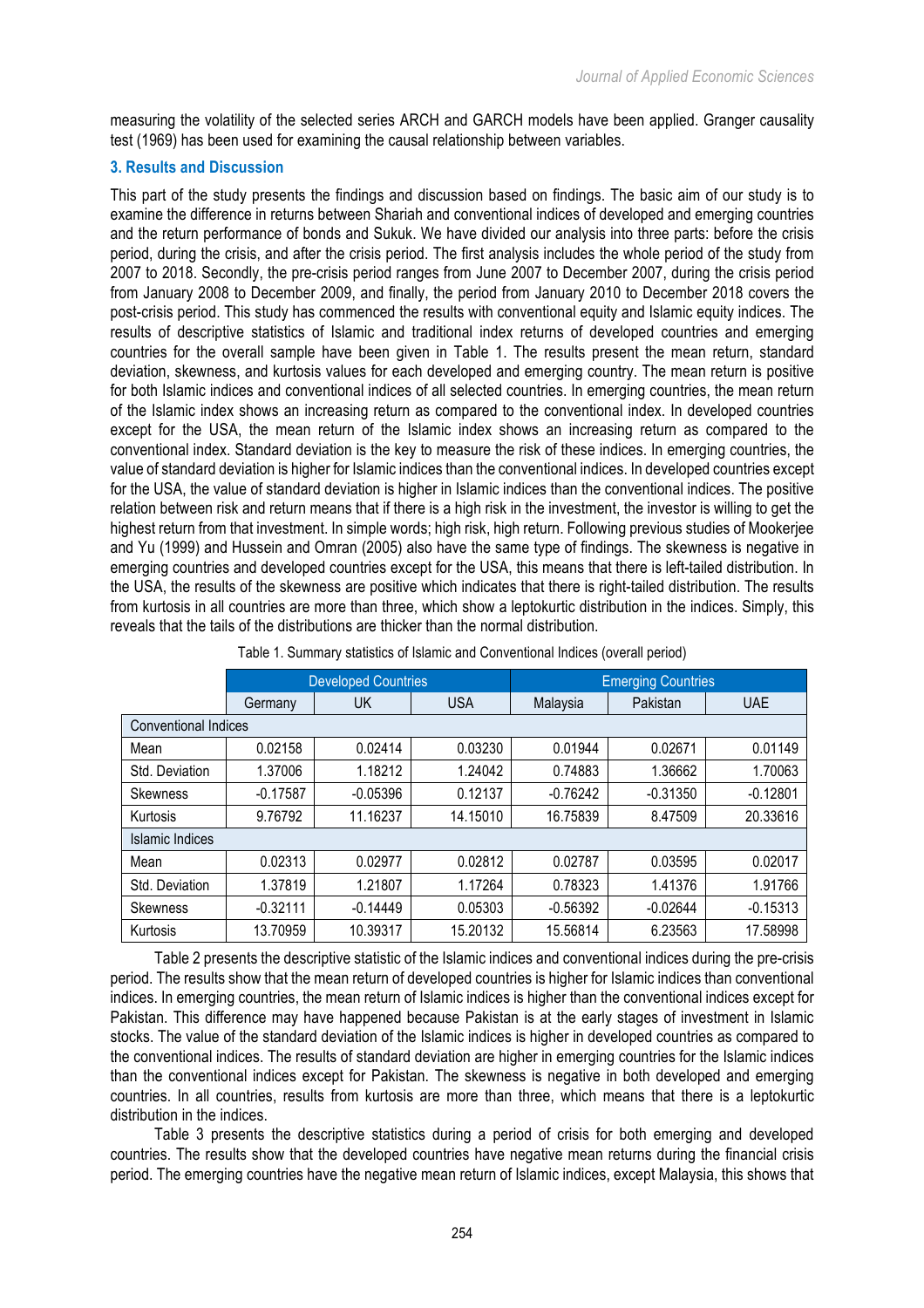measuring the volatility of the selected series ARCH and GARCH models have been applied. Granger causality test (1969) has been used for examining the causal relationship between variables.

## 3. Results and Discussion

This part of the study presents the findings and discussion based on findings. The basic aim of our study is to examine the difference in returns between Shariah and conventional indices of developed and emerging countries and the return performance of bonds and Sukuk. We have divided our analysis into three parts: before the crisis period, during the crisis, and after the crisis period. The first analysis includes the whole period of the study from 2007 to 2018. Secondly, the pre-crisis period ranges from June 2007 to December 2007, during the crisis period from January 2008 to December 2009, and finally, the period from January 2010 to December 2018 covers the post-crisis period. This study has commenced the results with conventional equity and Islamic equity indices. The results of descriptive statistics of Islamic and traditional index returns of developed countries and emerging countries for the overall sample have been given in Table 1. The results present the mean return, standard deviation, skewness, and kurtosis values for each developed and emerging country. The mean return is positive for both Islamic indices and conventional indices of all selected countries. In emerging countries, the mean return of the Islamic index shows an increasing return as compared to the conventional index. In developed countries except for the USA, the mean return of the Islamic index shows an increasing return as compared to the conventional index. Standard deviation is the key to measure the risk of these indices. In emerging countries, the value of standard deviation is higher for Islamic indices than the conventional indices. In developed countries except for the USA, the value of standard deviation is higher in Islamic indices than the conventional indices. The positive relation between risk and return means that if there is a high risk in the investment, the investor is willing to get the highest return from that investment. In simple words; high risk, high return. Following previous studies of Mookerjee and Yu (1999) and Hussein and Omran (2005) also have the same type of findings. The skewness is negative in emerging countries and developed countries except for the USA, this means that there is left-tailed distribution. In the USA, the results of the skewness are positive which indicates that there is right-tailed distribution. The results from kurtosis in all countries are more than three, which show a leptokurtic distribution in the indices. Simply, this reveals that the tails of the distributions are thicker than the normal distribution.

Table 1. Summary statistics of Islamic and Conventional Indices (overall period)

| | Developed Countries | | | Emerging Countries | | |
|---|---|---|---|---|---|---|
| | Germany | UK | USA | Malaysia | Pakistan | UAE |
| Conventional Indices | | | | | | |
| Mean | 0.02158 | 0.02414 | 0.03230 | 0.01944 | 0.02671 | 0.01149 |
| Std. Deviation | 1.37006 | 1.18212 | 1.24042 | 0.74883 | 1.36662 | 1.70063 |
| Skewness | -0.17587 | -0.05396 | 0.12137 | -0.76242 | -0.31350 | -0.12801 |
| Kurtosis | 9.76792 | 11.16237 | 14.15010 | 16.75839 | 8.47509 | 20.33616 |
| Islamic Indices | | | | | | |
| Mean | 0.02313 | 0.02977 | 0.02812 | 0.02787 | 0.03595 | 0.02017 |
| Std. Deviation | 1.37819 | 1.21807 | 1.17264 | 0.78323 | 1.41376 | 1.91766 |
| Skewness | -0.32111 | -0.14449 | 0.05303 | -0.56392 | -0.02644 | -0.15313 |
| Kurtosis | 13.70959 | 10.39317 | 15.20132 | 15.56814 | 6.23563 | 17.58998 |

Table 2 presents the descriptive statistic of the Islamic indices and conventional indices during the pre-crisis period. The results show that the mean return of developed countries is higher for Islamic indices than conventional indices. In emerging countries, the mean return of Islamic indices is higher than the conventional indices except for Pakistan. This difference may have happened because Pakistan is at the early stages of investment in Islamic stocks. The value of the standard deviation of the Islamic indices is higher in developed countries as compared to the conventional indices. The results of standard deviation are higher in emerging countries for the Islamic indices than the conventional indices except for Pakistan. The skewness is negative in both developed and emerging countries. In all countries, results from kurtosis are more than three, which means that there is a leptokurtic distribution in the indices.

Table 3 presents the descriptive statistics during a period of crisis for both emerging and developed countries. The results show that the developed countries have negative mean returns during the financial crisis period. The emerging countries have the negative mean return of Islamic indices, except Malaysia, this shows that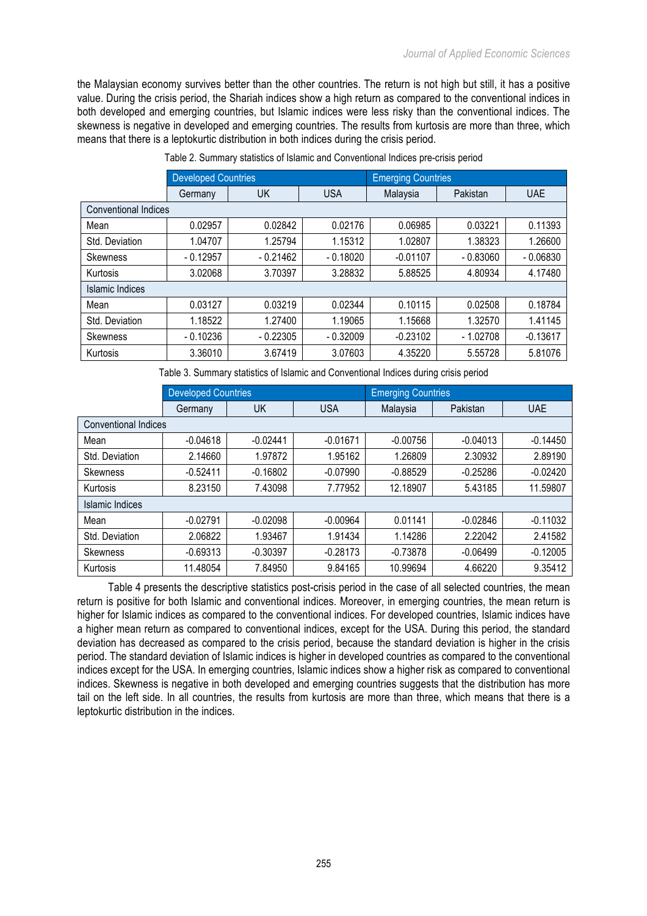the Malaysian economy survives better than the other countries. The return is not high but still, it has a positive value. During the crisis period, the Shariah indices show a high return as compared to the conventional indices in both developed and emerging countries, but Islamic indices were less risky than the conventional indices. The skewness is negative in developed and emerging countries. The results from kurtosis are more than three, which means that there is a leptokurtic distribution in both indices during the crisis period.

Table 2. Summary statistics of Islamic and Conventional Indices pre-crisis period

| | Developed Countries | | | Emerging Countries | | |
|---|---|---|---|---|---|---|
| | Germany | UK | USA | Malaysia | Pakistan | UAE |
| Conventional Indices | | | | | | |
| Mean | 0.02957 | 0.02842 | 0.02176 | 0.06985 | 0.03221 | 0.11393 |
| Std. Deviation | 1.04707 | 1.25794 | 1.15312 | 1.02807 | 1.38323 | 1.26600 |
| Skewness | - 0.12957 | - 0.21462 | - 0.18020 | -0.01107 | - 0.83060 | - 0.06830 |
| Kurtosis | 3.02068 | 3.70397 | 3.28832 | 5.88525 | 4.80934 | 4.17480 |
| Islamic Indices | | | | | | |
| Mean | 0.03127 | 0.03219 | 0.02344 | 0.10115 | 0.02508 | 0.18784 |
| Std. Deviation | 1.18522 | 1.27400 | 1.19065 | 1.15668 | 1.32570 | 1.41145 |
| Skewness | - 0.10236 | - 0.22305 | - 0.32009 | -0.23102 | - 1.02708 | -0.13617 |
| Kurtosis | 3.36010 | 3.67419 | 3.07603 | 4.35220 | 5.55728 | 5.81076 |

Table 3. Summary statistics of Islamic and Conventional Indices during crisis period

| | Developed Countries | | | Emerging Countries | | |
|---|---|---|---|---|---|---|
| | Germany | UK | USA | Malaysia | Pakistan | UAE |
| Conventional Indices | | | | | | |
| Mean | -0.04618 | -0.02441 | -0.01671 | -0.00756 | -0.04013 | -0.14450 |
| Std. Deviation | 2.14660 | 1.97872 | 1.95162 | 1.26809 | 2.30932 | 2.89190 |
| Skewness | -0.52411 | -0.16802 | -0.07990 | -0.88529 | -0.25286 | -0.02420 |
| Kurtosis | 8.23150 | 7.43098 | 7.77952 | 12.18907 | 5.43185 | 11.59807 |
| Islamic Indices | | | | | | |
| Mean | -0.02791 | -0.02098 | -0.00964 | 0.01141 | -0.02846 | -0.11032 |
| Std. Deviation | 2.06822 | 1.93467 | 1.91434 | 1.14286 | 2.22042 | 2.41582 |
| Skewness | -0.69313 | -0.30397 | -0.28173 | -0.73878 | -0.06499 | -0.12005 |
| Kurtosis | 11.48054 | 7.84950 | 9.84165 | 10.99694 | 4.66220 | 9.35412 |

Table 4 presents the descriptive statistics post-crisis period in the case of all selected countries, the mean return is positive for both Islamic and conventional indices. Moreover, in emerging countries, the mean return is higher for Islamic indices as compared to the conventional indices. For developed countries, Islamic indices have a higher mean return as compared to conventional indices, except for the USA. During this period, the standard deviation has decreased as compared to the crisis period, because the standard deviation is higher in the crisis period. The standard deviation of Islamic indices is higher in developed countries as compared to the conventional indices except for the USA. In emerging countries, Islamic indices show a higher risk as compared to conventional indices. Skewness is negative in both developed and emerging countries suggests that the distribution has more tail on the left side. In all countries, the results from kurtosis are more than three, which means that there is a leptokurtic distribution in the indices.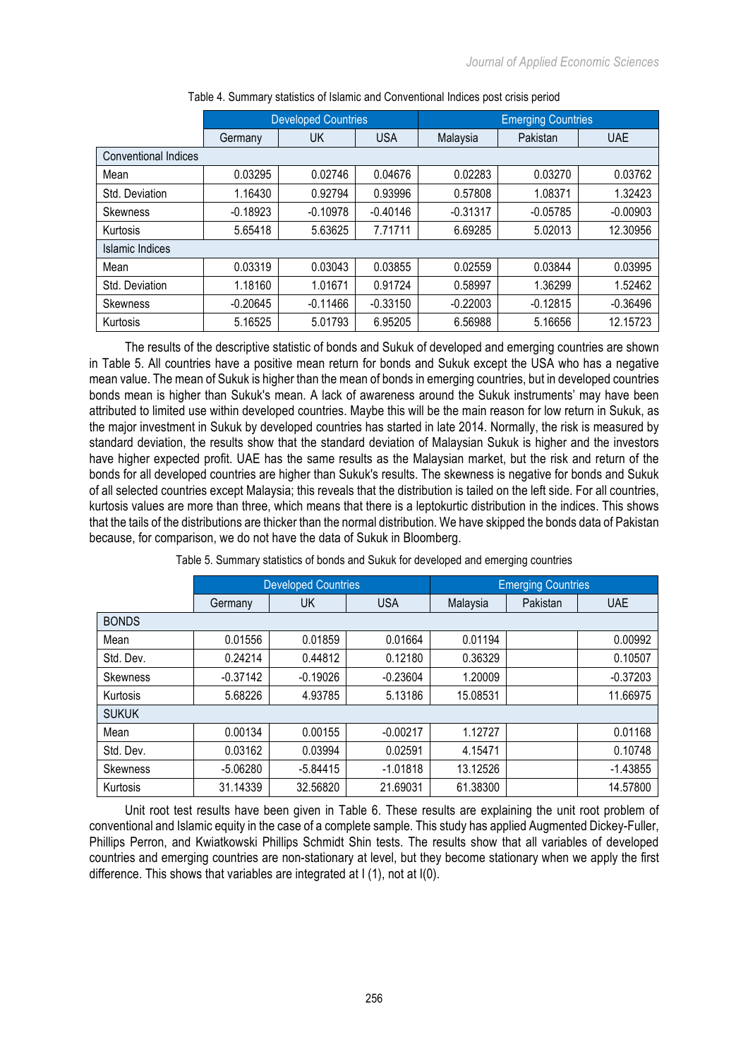Table 4. Summary statistics of Islamic and Conventional Indices post crisis period

| | Developed Countries | | | Emerging Countries | | |
|---|---|---|---|---|---|---|
| | Germany | UK | USA | Malaysia | Pakistan | UAE |
| Conventional Indices | | | | | | |
| Mean | 0.03295 | 0.02746 | 0.04676 | 0.02283 | 0.03270 | 0.03762 |
| Std. Deviation | 1.16430 | 0.92794 | 0.93996 | 0.57808 | 1.08371 | 1.32423 |
| Skewness | -0.18923 | -0.10978 | -0.40146 | -0.31317 | -0.05785 | -0.00903 |
| Kurtosis | 5.65418 | 5.63625 | 7.71711 | 6.69285 | 5.02013 | 12.30956 |
| Islamic Indices | | | | | | |
| Mean | 0.03319 | 0.03043 | 0.03855 | 0.02559 | 0.03844 | 0.03995 |
| Std. Deviation | 1.18160 | 1.01671 | 0.91724 | 0.58997 | 1.36299 | 1.52462 |
| Skewness | -0.20645 | -0.11466 | -0.33150 | -0.22003 | -0.12815 | -0.36496 |
| Kurtosis | 5.16525 | 5.01793 | 6.95205 | 6.56988 | 5.16656 | 12.15723 |

The results of the descriptive statistic of bonds and Sukuk of developed and emerging countries are shown in Table 5. All countries have a positive mean return for bonds and Sukuk except the USA who has a negative mean value. The mean of Sukuk is higher than the mean of bonds in emerging countries, but in developed countries bonds mean is higher than Sukuk's mean. A lack of awareness around the Sukuk instruments' may have been attributed to limited use within developed countries. Maybe this will be the main reason for low return in Sukuk, as the major investment in Sukuk by developed countries has started in late 2014. Normally, the risk is measured by standard deviation, the results show that the standard deviation of Malaysian Sukuk is higher and the investors have higher expected profit. UAE has the same results as the Malaysian market, but the risk and return of the bonds for all developed countries are higher than Sukuk's results. The skewness is negative for bonds and Sukuk of all selected countries except Malaysia; this reveals that the distribution is tailed on the left side. For all countries, kurtosis values are more than three, which means that there is a leptokurtic distribution in the indices. This shows that the tails of the distributions are thicker than the normal distribution. We have skipped the bonds data of Pakistan because, for comparison, we do not have the data of Sukuk in Bloomberg.

Table 5. Summary statistics of bonds and Sukuk for developed and emerging countries

| | Developed Countries | | | Emerging Countries | | |
|---|---|---|---|---|---|---|
| | Germany | UK | USA | Malaysia | Pakistan | UAE |
| BONDS | | | | | | |
| Mean | 0.01556 | 0.01859 | 0.01664 | 0.01194 | | 0.00992 |
| Std. Dev. | 0.24214 | 0.44812 | 0.12180 | 0.36329 | | 0.10507 |
| Skewness | -0.37142 | -0.19026 | -0.23604 | 1.20009 | | -0.37203 |
| Kurtosis | 5.68226 | 4.93785 | 5.13186 | 15.08531 | | 11.66975 |
| SUKUK | | | | | | |
| Mean | 0.00134 | 0.00155 | -0.00217 | 1.12727 | | 0.01168 |
| Std. Dev. | 0.03162 | 0.03994 | 0.02591 | 4.15471 | | 0.10748 |
| Skewness | -5.06280 | -5.84415 | -1.01818 | 13.12526 | | -1.43855 |
| Kurtosis | 31.14339 | 32.56820 | 21.69031 | 61.38300 | | 14.57800 |

Unit root test results have been given in Table 6. These results are explaining the unit root problem of conventional and Islamic equity in the case of a complete sample. This study has applied Augmented Dickey-Fuller, Phillips Perron, and Kwiatkowski Phillips Schmidt Shin tests. The results show that all variables of developed countries and emerging countries are non-stationary at level, but they become stationary when we apply the first difference. This shows that variables are integrated at I (1), not at I(0).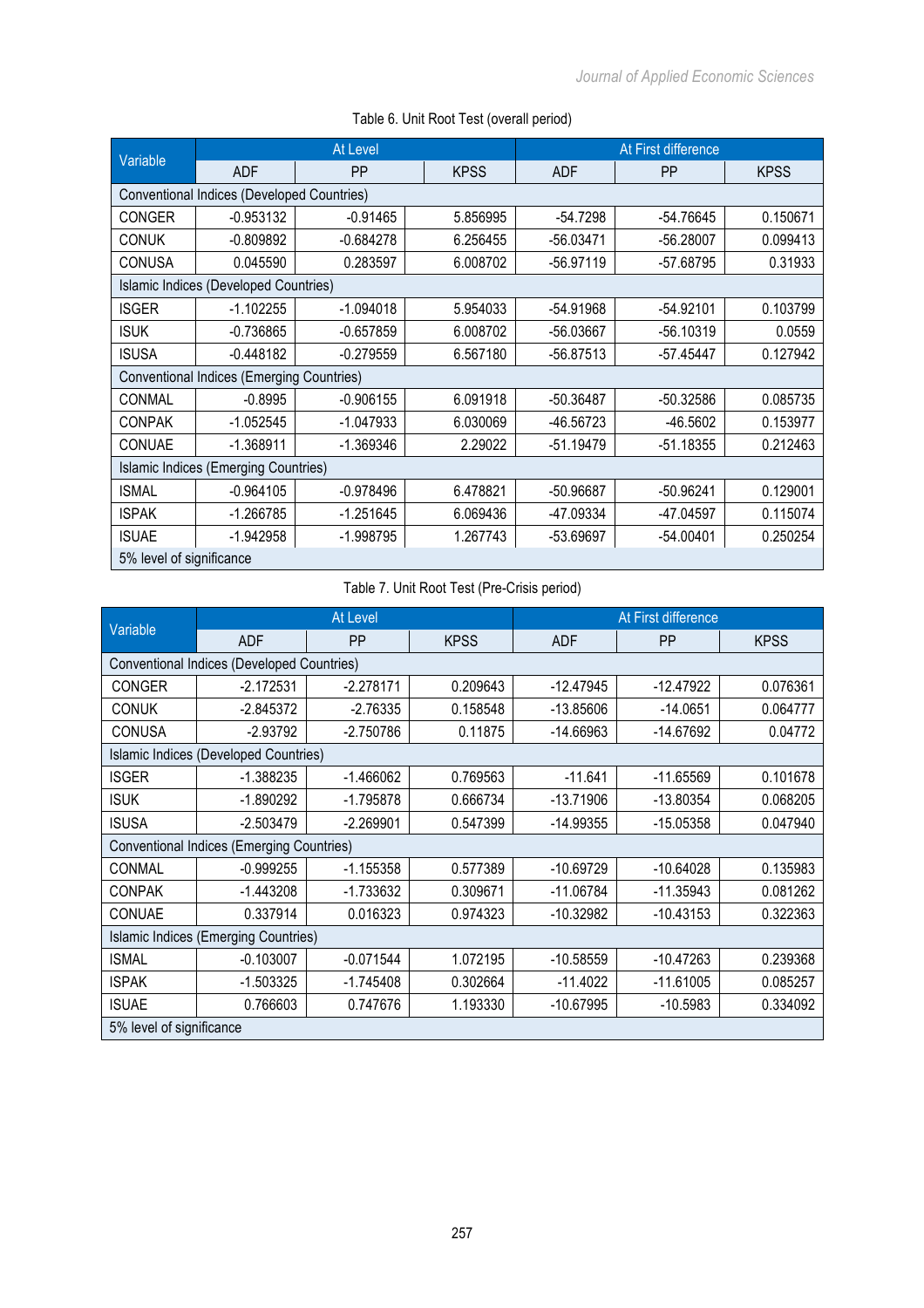Table 6. Unit Root Test (overall period)

| Variable | At Level | | | At First difference | | |
|---|---|---|---|---|---|---|
| | ADF | PP | KPSS | ADF | PP | KPSS |
| Conventional Indices (Developed Countries) | | | | | | |
| CONGER | -0.953132 | -0.91465 | 5.856995 | -54.7298 | -54.76645 | 0.150671 |
| CONUK | -0.809892 | -0.684278 | 6.256455 | -56.03471 | -56.28007 | 0.099413 |
| CONUSA | 0.045590 | 0.283597 | 6.008702 | -56.97119 | -57.68795 | 0.31933 |
| Islamic Indices (Developed Countries) | | | | | | |
| ISGER | -1.102255 | -1.094018 | 5.954033 | -54.91968 | -54.92101 | 0.103799 |
| ISUK | -0.736865 | -0.657859 | 6.008702 | -56.03667 | -56.10319 | 0.0559 |
| ISUSA | -0.448182 | -0.279559 | 6.567180 | -56.87513 | -57.45447 | 0.127942 |
| Conventional Indices (Emerging Countries) | | | | | | |
| CONMAL | -0.8995 | -0.906155 | 6.091918 | -50.36487 | -50.32586 | 0.085735 |
| CONPAK | -1.052545 | -1.047933 | 6.030069 | -46.56723 | -46.5602 | 0.153977 |
| CONUAE | -1.368911 | -1.369346 | 2.29022 | -51.19479 | -51.18355 | 0.212463 |
| Islamic Indices (Emerging Countries) | | | | | | |
| ISMAL | -0.964105 | -0.978496 | 6.478821 | -50.96687 | -50.96241 | 0.129001 |
| ISPAK | -1.266785 | -1.251645 | 6.069436 | -47.09334 | -47.04597 | 0.115074 |
| ISUAE | -1.942958 | -1.998795 | 1.267743 | -53.69697 | -54.00401 | 0.250254 |
| 5% level of significance | | | | | | |

Table 7. Unit Root Test (Pre-Crisis period)

| Variable | At Level | | | At First difference | | |
|---|---|---|---|---|---|---|
| | ADF | PP | KPSS | ADF | PP | KPSS |
| Conventional Indices (Developed Countries) | | | | | | |
| CONGER | -2.172531 | -2.278171 | 0.209643 | -12.47945 | -12.47922 | 0.076361 |
| CONUK | -2.845372 | -2.76335 | 0.158548 | -13.85606 | -14.0651 | 0.064777 |
| CONUSA | -2.93792 | -2.750786 | 0.11875 | -14.66963 | -14.67692 | 0.04772 |
| Islamic Indices (Developed Countries) | | | | | | |
| ISGER | -1.388235 | -1.466062 | 0.769563 | -11.641 | -11.65569 | 0.101678 |
| ISUK | -1.890292 | -1.795878 | 0.666734 | -13.71906 | -13.80354 | 0.068205 |
| ISUSA | -2.503479 | -2.269901 | 0.547399 | -14.99355 | -15.05358 | 0.047940 |
| Conventional Indices (Emerging Countries) | | | | | | |
| CONMAL | -0.999255 | -1.155358 | 0.577389 | -10.69729 | -10.64028 | 0.135983 |
| CONPAK | -1.443208 | -1.733632 | 0.309671 | -11.06784 | -11.35943 | 0.081262 |
| CONUAE | 0.337914 | 0.016323 | 0.974323 | -10.32982 | -10.43153 | 0.322363 |
| Islamic Indices (Emerging Countries) | | | | | | |
| ISMAL | -0.103007 | -0.071544 | 1.072195 | -10.58559 | -10.47263 | 0.239368 |
| ISPAK | -1.503325 | -1.745408 | 0.302664 | -11.4022 | -11.61005 | 0.085257 |
| ISUAE | 0.766603 | 0.747676 | 1.193330 | -10.67995 | -10.5983 | 0.334092 |
| 5% level of significance | | | | | | |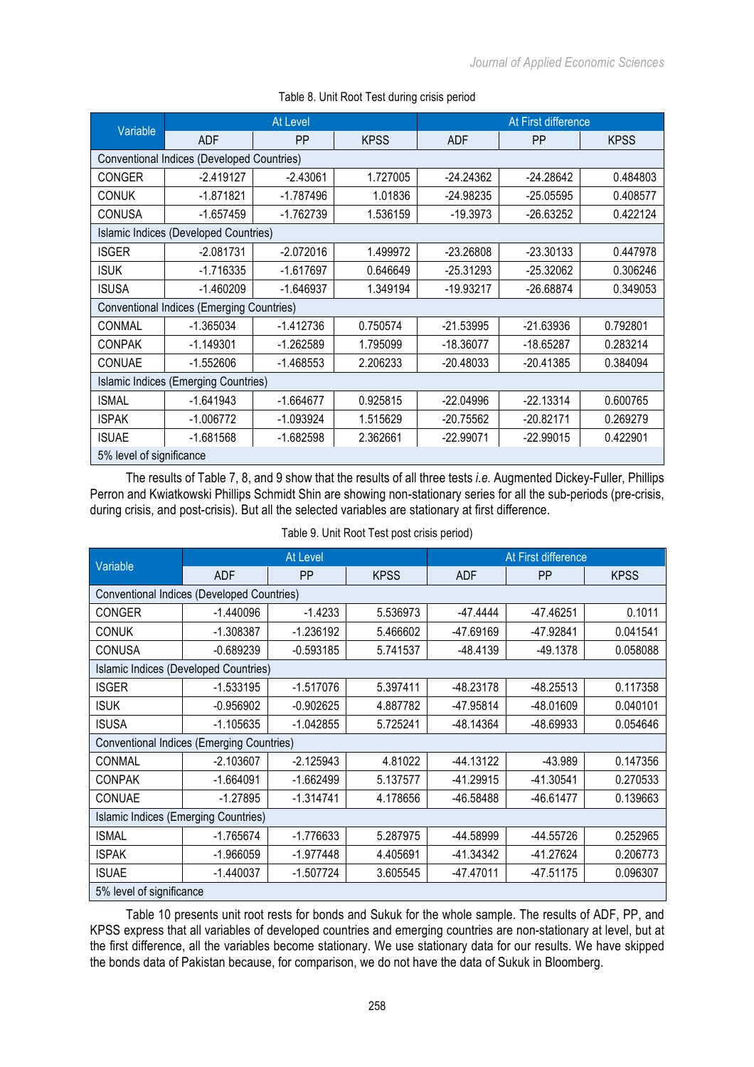Table 8. Unit Root Test during crisis period

| Variable | At Level | | | At First difference | | |
|---|---|---|---|---|---|---|
| | ADF | PP | KPSS | ADF | PP | KPSS |
| Conventional Indices (Developed Countries) | | | | | | |
| CONGER | -2.419127 | -2.43061 | 1.727005 | -24.24362 | -24.28642 | 0.484803 |
| CONUK | -1.871821 | -1.787496 | 1.01836 | -24.98235 | -25.05595 | 0.408577 |
| CONUSA | -1.657459 | -1.762739 | 1.536159 | -19.3973 | -26.63252 | 0.422124 |
| Islamic Indices (Developed Countries) | | | | | | |
| ISGER | -2.081731 | -2.072016 | 1.499972 | -23.26808 | -23.30133 | 0.447978 |
| ISUK | -1.716335 | -1.617697 | 0.646649 | -25.31293 | -25.32062 | 0.306246 |
| ISUSA | -1.460209 | -1.646937 | 1.349194 | -19.93217 | -26.68874 | 0.349053 |
| Conventional Indices (Emerging Countries) | | | | | | |
| CONMAL | -1.365034 | -1.412736 | 0.750574 | -21.53995 | -21.63936 | 0.792801 |
| CONPAK | -1.149301 | -1.262589 | 1.795099 | -18.36077 | -18.65287 | 0.283214 |
| CONUAE | -1.552606 | -1.468553 | 2.206233 | -20.48033 | -20.41385 | 0.384094 |
| Islamic Indices (Emerging Countries) | | | | | | |
| ISMAL | -1.641943 | -1.664677 | 0.925815 | -22.04996 | -22.13314 | 0.600765 |
| ISPAK | -1.006772 | -1.093924 | 1.515629 | -20.75562 | -20.82171 | 0.269279 |
| ISUAE | -1.681568 | -1.682598 | 2.362661 | -22.99071 | -22.99015 | 0.422901 |
| 5% level of significance | | | | | | |

The results of Table 7, 8, and 9 show that the results of all three tests *i.e.* Augmented Dickey-Fuller, Phillips Perron and Kwiatkowski Phillips Schmidt Shin are showing non-stationary series for all the sub-periods (pre-crisis, during crisis, and post-crisis). But all the selected variables are stationary at first difference.

Table 9. Unit Root Test post crisis period)

| Variable | At Level | | | At First difference | | |
|---|---|---|---|---|---|---|
| | ADF | PP | KPSS | ADF | PP | KPSS |
| Conventional Indices (Developed Countries) | | | | | | |
| CONGER | -1.440096 | -1.4233 | 5.536973 | -47.4444 | -47.46251 | 0.1011 |
| CONUK | -1.308387 | -1.236192 | 5.466602 | -47.69169 | -47.92841 | 0.041541 |
| CONUSA | -0.689239 | -0.593185 | 5.741537 | -48.4139 | -49.1378 | 0.058088 |
| Islamic Indices (Developed Countries) | | | | | | |
| ISGER | -1.533195 | -1.517076 | 5.397411 | -48.23178 | -48.25513 | 0.117358 |
| ISUK | -0.956902 | -0.902625 | 4.887782 | -47.95814 | -48.01609 | 0.040101 |
| ISUSA | -1.105635 | -1.042855 | 5.725241 | -48.14364 | -48.69933 | 0.054646 |
| Conventional Indices (Emerging Countries) | | | | | | |
| CONMAL | -2.103607 | -2.125943 | 4.81022 | -44.13122 | -43.989 | 0.147356 |
| CONPAK | -1.664091 | -1.662499 | 5.137577 | -41.29915 | -41.30541 | 0.270533 |
| CONUAE | -1.27895 | -1.314741 | 4.178656 | -46.58488 | -46.61477 | 0.139663 |
| Islamic Indices (Emerging Countries) | | | | | | |
| ISMAL | -1.765674 | -1.776633 | 5.287975 | -44.58999 | -44.55726 | 0.252965 |
| ISPAK | -1.966059 | -1.977448 | 4.405691 | -41.34342 | -41.27624 | 0.206773 |
| ISUAE | -1.440037 | -1.507724 | 3.605545 | -47.47011 | -47.51175 | 0.096307 |
| 5% level of significance | | | | | | |

Table 10 presents unit root rests for bonds and Sukuk for the whole sample. The results of ADF, PP, and KPSS express that all variables of developed countries and emerging countries are non-stationary at level, but at the first difference, all the variables become stationary. We use stationary data for our results. We have skipped the bonds data of Pakistan because, for comparison, we do not have the data of Sukuk in Bloomberg.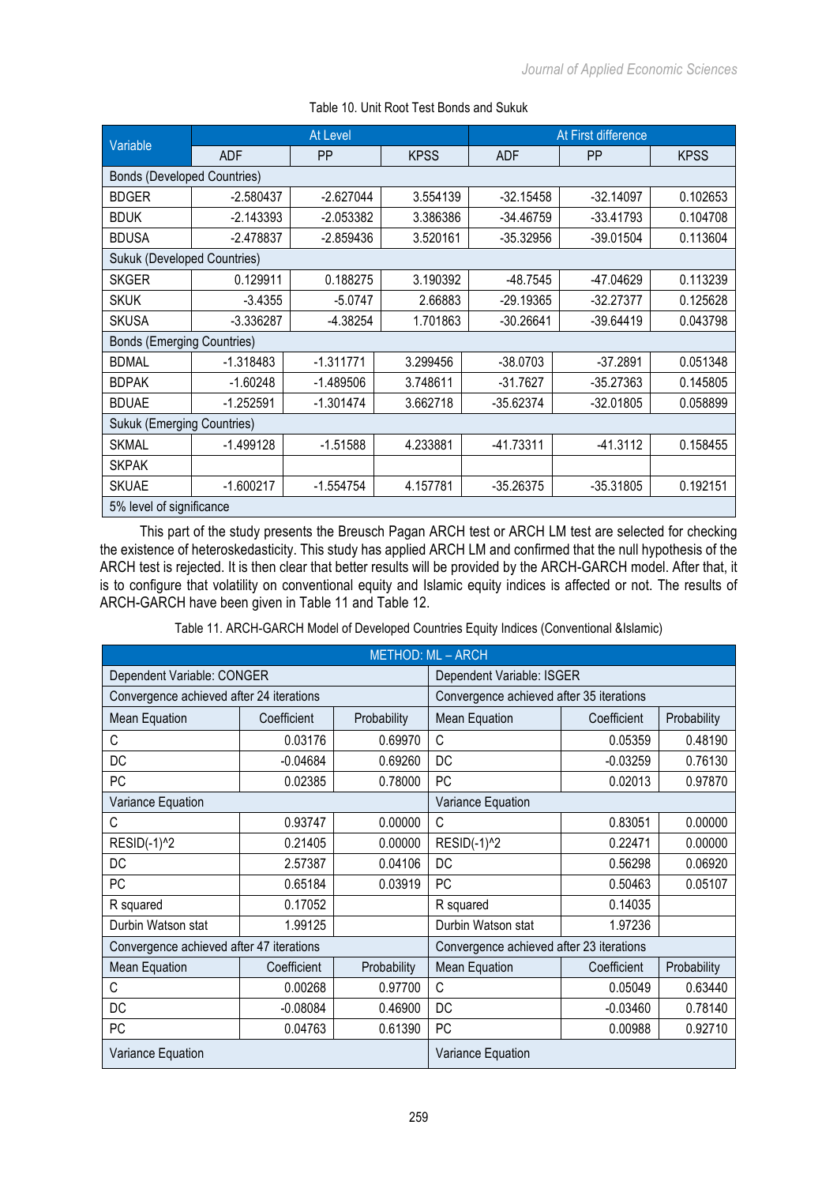Table 10. Unit Root Test Bonds and Sukuk

| Variable | At Level | | | At First difference | | |
|---|---|---|---|---|---|---|
| | ADF | PP | KPSS | ADF | PP | KPSS |
| Bonds (Developed Countries) | | | | | | |
| BDGER | -2.580437 | -2.627044 | 3.554139 | -32.15458 | -32.14097 | 0.102653 |
| BDUK | -2.143393 | -2.053382 | 3.386386 | -34.46759 | -33.41793 | 0.104708 |
| BDUSA | -2.478837 | -2.859436 | 3.520161 | -35.32956 | -39.01504 | 0.113604 |
| Sukuk (Developed Countries) | | | | | | |
| SKGER | 0.129911 | 0.188275 | 3.190392 | -48.7545 | -47.04629 | 0.113239 |
| SKUK | -3.4355 | -5.0747 | 2.66883 | -29.19365 | -32.27377 | 0.125628 |
| SKUSA | -3.336287 | -4.38254 | 1.701863 | -30.26641 | -39.64419 | 0.043798 |
| Bonds (Emerging Countries) | | | | | | |
| BDMAL | -1.318483 | -1.311771 | 3.299456 | -38.0703 | -37.2891 | 0.051348 |
| BDPAK | -1.60248 | -1.489506 | 3.748611 | -31.7627 | -35.27363 | 0.145805 |
| BDUAE | -1.252591 | -1.301474 | 3.662718 | -35.62374 | -32.01805 | 0.058899 |
| Sukuk (Emerging Countries) | | | | | | |
| SKMAL | -1.499128 | -1.51588 | 4.233881 | -41.73311 | -41.3112 | 0.158455 |
| SKPAK | | | | | | |
| SKUAE | -1.600217 | -1.554754 | 4.157781 | -35.26375 | -35.31805 | 0.192151 |
| 5% level of significance | | | | | | |

This part of the study presents the Breusch Pagan ARCH test or ARCH LM test are selected for checking the existence of heteroskedasticity. This study has applied ARCH LM and confirmed that the null hypothesis of the ARCH test is rejected. It is then clear that better results will be provided by the ARCH-GARCH model. After that, it is to configure that volatility on conventional equity and Islamic equity indices is affected or not. The results of ARCH-GARCH have been given in Table 11 and Table 12.

Table 11. ARCH-GARCH Model of Developed Countries Equity Indices (Conventional &Islamic)

| METHOD: ML – ARCH | | | | | |
|---|---|---|---|---|---|
| Dependent Variable: CONGER | | | Dependent Variable: ISGER | | |
| Convergence achieved after 24 iterations | | | Convergence achieved after 35 iterations | | |
| Mean Equation | Coefficient | Probability | Mean Equation | Coefficient | Probability |
| C | 0.03176 | 0.69970 | C | 0.05359 | 0.48190 |
| DC | -0.04684 | 0.69260 | DC | -0.03259 | 0.76130 |
| PC | 0.02385 | 0.78000 | PC | 0.02013 | 0.97870 |
| Variance Equation | | | Variance Equation | | |
| C | 0.93747 | 0.00000 | C | 0.83051 | 0.00000 |
| RESID(-1)^2 | 0.21405 | 0.00000 | RESID(-1)^2 | 0.22471 | 0.00000 |
| DC | 2.57387 | 0.04106 | DC | 0.56298 | 0.06920 |
| PC | 0.65184 | 0.03919 | PC | 0.50463 | 0.05107 |
| R squared | 0.17052 | | R squared | 0.14035 | |
| Durbin Watson stat | 1.99125 | | Durbin Watson stat | 1.97236 | |
| Convergence achieved after 47 iterations | | | Convergence achieved after 23 iterations | | |
| Mean Equation | Coefficient | Probability | Mean Equation | Coefficient | Probability |
| C | 0.00268 | 0.97700 | C | 0.05049 | 0.63440 |
| DC | -0.08084 | 0.46900 | DC | -0.03460 | 0.78140 |
| PC | 0.04763 | 0.61390 | PC | 0.00988 | 0.92710 |
| Variance Equation | | | Variance Equation | | |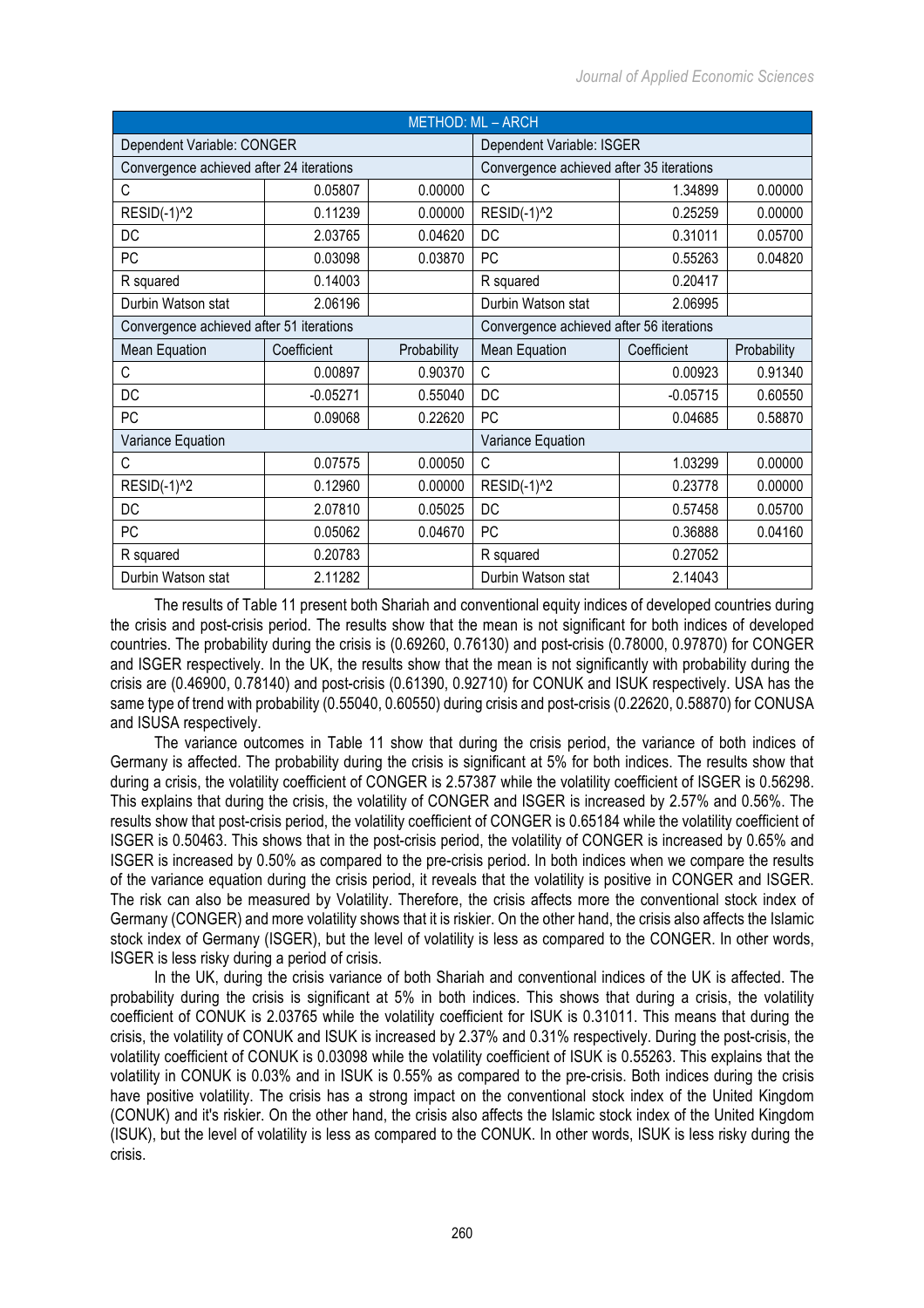| METHOD: ML – ARCH | | | | | |
|---|---|---|---|---|---|
| Dependent Variable: CONGER | | | Dependent Variable: ISGER | | |
| Convergence achieved after 24 iterations | | | Convergence achieved after 35 iterations | | |
| C | 0.05807 | 0.00000 | C | 1.34899 | 0.00000 |
| RESID(-1)^2 | 0.11239 | 0.00000 | RESID(-1)^2 | 0.25259 | 0.00000 |
| DC | 2.03765 | 0.04620 | DC | 0.31011 | 0.05700 |
| PC | 0.03098 | 0.03870 | PC | 0.55263 | 0.04820 |
| R squared | 0.14003 | | R squared | 0.20417 | |
| Durbin Watson stat | 2.06196 | | Durbin Watson stat | 2.06995 | |
| Convergence achieved after 51 iterations | | | Convergence achieved after 56 iterations | | |
| Mean Equation | Coefficient | Probability | Mean Equation | Coefficient | Probability |
| C | 0.00897 | 0.90370 | C | 0.00923 | 0.91340 |
| DC | -0.05271 | 0.55040 | DC | -0.05715 | 0.60550 |
| PC | 0.09068 | 0.22620 | PC | 0.04685 | 0.58870 |
| Variance Equation | | | Variance Equation | | |
| C | 0.07575 | 0.00050 | C | 1.03299 | 0.00000 |
| RESID(-1)^2 | 0.12960 | 0.00000 | RESID(-1)^2 | 0.23778 | 0.00000 |
| DC | 2.07810 | 0.05025 | DC | 0.57458 | 0.05700 |
| PC | 0.05062 | 0.04670 | PC | 0.36888 | 0.04160 |
| R squared | 0.20783 | | R squared | 0.27052 | |
| Durbin Watson stat | 2.11282 | | Durbin Watson stat | 2.14043 | |

The results of Table 11 present both Shariah and conventional equity indices of developed countries during the crisis and post-crisis period. The results show that the mean is not significant for both indices of developed countries. The probability during the crisis is (0.69260, 0.76130) and post-crisis (0.78000, 0.97870) for CONGER and ISGER respectively. In the UK, the results show that the mean is not significantly with probability during the crisis are (0.46900, 0.78140) and post-crisis (0.61390, 0.92710) for CONUK and ISUK respectively. USA has the same type of trend with probability (0.55040, 0.60550) during crisis and post-crisis (0.22620, 0.58870) for CONUSA and ISUSA respectively.

The variance outcomes in Table 11 show that during the crisis period, the variance of both indices of Germany is affected. The probability during the crisis is significant at 5% for both indices. The results show that during a crisis, the volatility coefficient of CONGER is 2.57387 while the volatility coefficient of ISGER is 0.56298. This explains that during the crisis, the volatility of CONGER and ISGER is increased by 2.57% and 0.56%. The results show that post-crisis period, the volatility coefficient of CONGER is 0.65184 while the volatility coefficient of ISGER is 0.50463. This shows that in the post-crisis period, the volatility of CONGER is increased by 0.65% and ISGER is increased by 0.50% as compared to the pre-crisis period. In both indices when we compare the results of the variance equation during the crisis period, it reveals that the volatility is positive in CONGER and ISGER. The risk can also be measured by Volatility. Therefore, the crisis affects more the conventional stock index of Germany (CONGER) and more volatility shows that it is riskier. On the other hand, the crisis also affects the Islamic stock index of Germany (ISGER), but the level of volatility is less as compared to the CONGER. In other words, ISGER is less risky during a period of crisis.

In the UK, during the crisis variance of both Shariah and conventional indices of the UK is affected. The probability during the crisis is significant at 5% in both indices. This shows that during a crisis, the volatility coefficient of CONUK is 2.03765 while the volatility coefficient for ISUK is 0.31011. This means that during the crisis, the volatility of CONUK and ISUK is increased by 2.37% and 0.31% respectively. During the post-crisis, the volatility coefficient of CONUK is 0.03098 while the volatility coefficient of ISUK is 0.55263. This explains that the volatility in CONUK is 0.03% and in ISUK is 0.55% as compared to the pre-crisis. Both indices during the crisis have positive volatility. The crisis has a strong impact on the conventional stock index of the United Kingdom (CONUK) and it's riskier. On the other hand, the crisis also affects the Islamic stock index of the United Kingdom (ISUK), but the level of volatility is less as compared to the CONUK. In other words, ISUK is less risky during the crisis.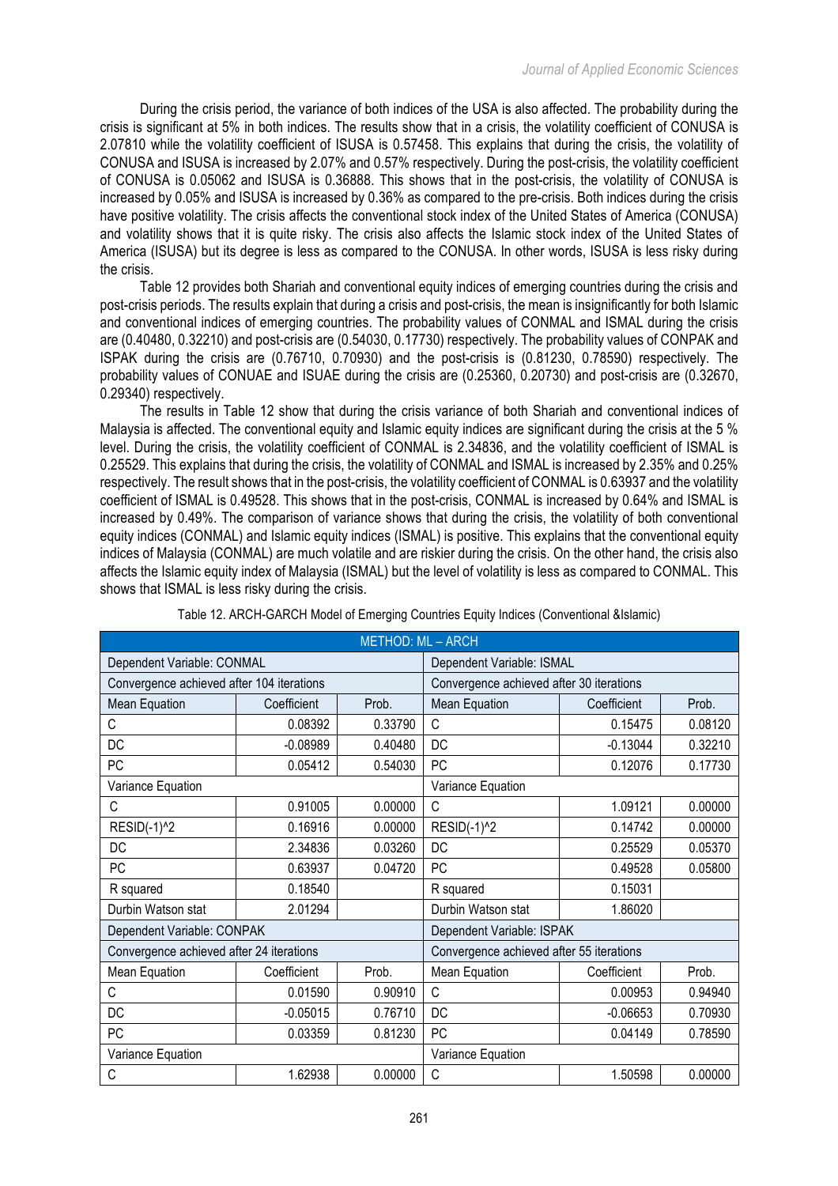During the crisis period, the variance of both indices of the USA is also affected. The probability during the crisis is significant at 5% in both indices. The results show that in a crisis, the volatility coefficient of CONUSA is 2.07810 while the volatility coefficient of ISUSA is 0.57458. This explains that during the crisis, the volatility of CONUSA and ISUSA is increased by 2.07% and 0.57% respectively. During the post-crisis, the volatility coefficient of CONUSA is 0.05062 and ISUSA is 0.36888. This shows that in the post-crisis, the volatility of CONUSA is increased by 0.05% and ISUSA is increased by 0.36% as compared to the pre-crisis. Both indices during the crisis have positive volatility. The crisis affects the conventional stock index of the United States of America (CONUSA) and volatility shows that it is quite risky. The crisis also affects the Islamic stock index of the United States of America (ISUSA) but its degree is less as compared to the CONUSA. In other words, ISUSA is less risky during the crisis.

Table 12 provides both Shariah and conventional equity indices of emerging countries during the crisis and post-crisis periods. The results explain that during a crisis and post-crisis, the mean is insignificantly for both Islamic and conventional indices of emerging countries. The probability values of CONMAL and ISMAL during the crisis are (0.40480, 0.32210) and post-crisis are (0.54030, 0.17730) respectively. The probability values of CONPAK and ISPAK during the crisis are (0.76710, 0.70930) and the post-crisis is (0.81230, 0.78590) respectively. The probability values of CONUAE and ISUAE during the crisis are (0.25360, 0.20730) and post-crisis are (0.32670, 0.29340) respectively.

The results in Table 12 show that during the crisis variance of both Shariah and conventional indices of Malaysia is affected. The conventional equity and Islamic equity indices are significant during the crisis at the 5 % level. During the crisis, the volatility coefficient of CONMAL is 2.34836, and the volatility coefficient of ISMAL is 0.25529. This explains that during the crisis, the volatility of CONMAL and ISMAL is increased by 2.35% and 0.25% respectively. The result shows that in the post-crisis, the volatility coefficient of CONMAL is 0.63937 and the volatility coefficient of ISMAL is 0.49528. This shows that in the post-crisis, CONMAL is increased by 0.64% and ISMAL is increased by 0.49%. The comparison of variance shows that during the crisis, the volatility of both conventional equity indices (CONMAL) and Islamic equity indices (ISMAL) is positive. This explains that the conventional equity indices of Malaysia (CONMAL) are much volatile and are riskier during the crisis. On the other hand, the crisis also affects the Islamic equity index of Malaysia (ISMAL) but the level of volatility is less as compared to CONMAL. This shows that ISMAL is less risky during the crisis.

Table 12. ARCH-GARCH Model of Emerging Countries Equity Indices (Conventional &Islamic)

| METHOD: ML – ARCH | | | | | |
|---|---|---|---|---|---|
| Dependent Variable: CONMAL | | | Dependent Variable: ISMAL | | |
| Convergence achieved after 104 iterations | | | Convergence achieved after 30 iterations | | |
| Mean Equation | Coefficient | Prob. | Mean Equation | Coefficient | Prob. |
| C | 0.08392 | 0.33790 | C | 0.15475 | 0.08120 |
| DC | -0.08989 | 0.40480 | DC | -0.13044 | 0.32210 |
| PC | 0.05412 | 0.54030 | PC | 0.12076 | 0.17730 |
| Variance Equation | | | Variance Equation | | |
| C | 0.91005 | 0.00000 | C | 1.09121 | 0.00000 |
| RESID(-1)^2 | 0.16916 | 0.00000 | RESID(-1)^2 | 0.14742 | 0.00000 |
| DC | 2.34836 | 0.03260 | DC | 0.25529 | 0.05370 |
| PC | 0.63937 | 0.04720 | PC | 0.49528 | 0.05800 |
| R squared | 0.18540 | | R squared | 0.15031 | |
| Durbin Watson stat | 2.01294 | | Durbin Watson stat | 1.86020 | |
| Dependent Variable: CONPAK | | | Dependent Variable: ISPAK | | |
| Convergence achieved after 24 iterations | | | Convergence achieved after 55 iterations | | |
| Mean Equation | Coefficient | Prob. | Mean Equation | Coefficient | Prob. |
| C | 0.01590 | 0.90910 | C | 0.00953 | 0.94940 |
| DC | -0.05015 | 0.76710 | DC | -0.06653 | 0.70930 |
| PC | 0.03359 | 0.81230 | PC | 0.04149 | 0.78590 |
| Variance Equation | | | Variance Equation | | |
| C | 1.62938 | 0.00000 | C | 1.50598 | 0.00000 |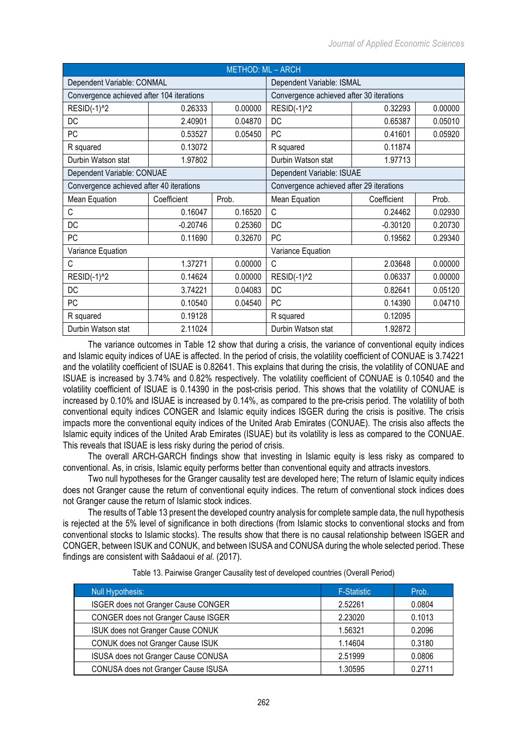| METHOD: ML – ARCH | | | | | |
|---|---|---|---|---|---|
| Dependent Variable: CONMAL | | | Dependent Variable: ISMAL | | |
| Convergence achieved after 104 iterations | | | Convergence achieved after 30 iterations | | |
| RESID(-1)^2 | 0.26333 | 0.00000 | RESID(-1)^2 | 0.32293 | 0.00000 |
| DC | 2.40901 | 0.04870 | DC | 0.65387 | 0.05010 |
| PC | 0.53527 | 0.05450 | PC | 0.41601 | 0.05920 |
| R squared | 0.13072 | | R squared | 0.11874 | |
| Durbin Watson stat | 1.97802 | | Durbin Watson stat | 1.97713 | |
| Dependent Variable: CONUAE | | | Dependent Variable: ISUAE | | |
| Convergence achieved after 40 iterations | | | Convergence achieved after 29 iterations | | |
| Mean Equation | Coefficient | Prob. | Mean Equation | Coefficient | Prob. |
| C | 0.16047 | 0.16520 | C | 0.24462 | 0.02930 |
| DC | -0.20746 | 0.25360 | DC | -0.30120 | 0.20730 |
| PC | 0.11690 | 0.32670 | PC | 0.19562 | 0.29340 |
| Variance Equation | | | Variance Equation | | |
| C | 1.37271 | 0.00000 | C | 2.03648 | 0.00000 |
| RESID(-1)^2 | 0.14624 | 0.00000 | RESID(-1)^2 | 0.06337 | 0.00000 |
| DC | 3.74221 | 0.04083 | DC | 0.82641 | 0.05120 |
| PC | 0.10540 | 0.04540 | PC | 0.14390 | 0.04710 |
| R squared | 0.19128 | | R squared | 0.12095 | |
| Durbin Watson stat | 2.11024 | | Durbin Watson stat | 1.92872 | |

The variance outcomes in Table 12 show that during a crisis, the variance of conventional equity indices and Islamic equity indices of UAE is affected. In the period of crisis, the volatility coefficient of CONUAE is 3.74221 and the volatility coefficient of ISUAE is 0.82641. This explains that during the crisis, the volatility of CONUAE and ISUAE is increased by 3.74% and 0.82% respectively. The volatility coefficient of CONUAE is 0.10540 and the volatility coefficient of ISUAE is 0.14390 in the post-crisis period. This shows that the volatility of CONUAE is increased by 0.10% and ISUAE is increased by 0.14%, as compared to the pre-crisis period. The volatility of both conventional equity indices CONGER and Islamic equity indices ISGER during the crisis is positive. The crisis impacts more the conventional equity indices of the United Arab Emirates (CONUAE). The crisis also affects the Islamic equity indices of the United Arab Emirates (ISUAE) but its volatility is less as compared to the CONUAE. This reveals that ISUAE is less risky during the period of crisis.

The overall ARCH-GARCH findings show that investing in Islamic equity is less risky as compared to conventional. As, in crisis, Islamic equity performs better than conventional equity and attracts investors.

Two null hypotheses for the Granger causality test are developed here; The return of Islamic equity indices does not Granger cause the return of conventional equity indices. The return of conventional stock indices does not Granger cause the return of Islamic stock indices.

The results of Table 13 present the developed country analysis for complete sample data, the null hypothesis is rejected at the 5% level of significance in both directions (from Islamic stocks to conventional stocks and from conventional stocks to Islamic stocks). The results show that there is no causal relationship between ISGER and CONGER, between ISUK and CONUK, and between ISUSA and CONUSA during the whole selected period. These findings are consistent with Saâdaoui *et al.* (2017).

Table 13. Pairwise Granger Causality test of developed countries (Overall Period)

| Null Hypothesis: | F-Statistic | Prob. |
|---|---|---|
| ISGER does not Granger Cause CONGER | 2.52261 | 0.0804 |
| CONGER does not Granger Cause ISGER | 2.23020 | 0.1013 |
| ISUK does not Granger Cause CONUK | 1.56321 | 0.2096 |
| CONUK does not Granger Cause ISUK | 1.14604 | 0.3180 |
| ISUSA does not Granger Cause CONUSA | 2.51999 | 0.0806 |
| CONUSA does not Granger Cause ISUSA | 1.30595 | 0.2711 |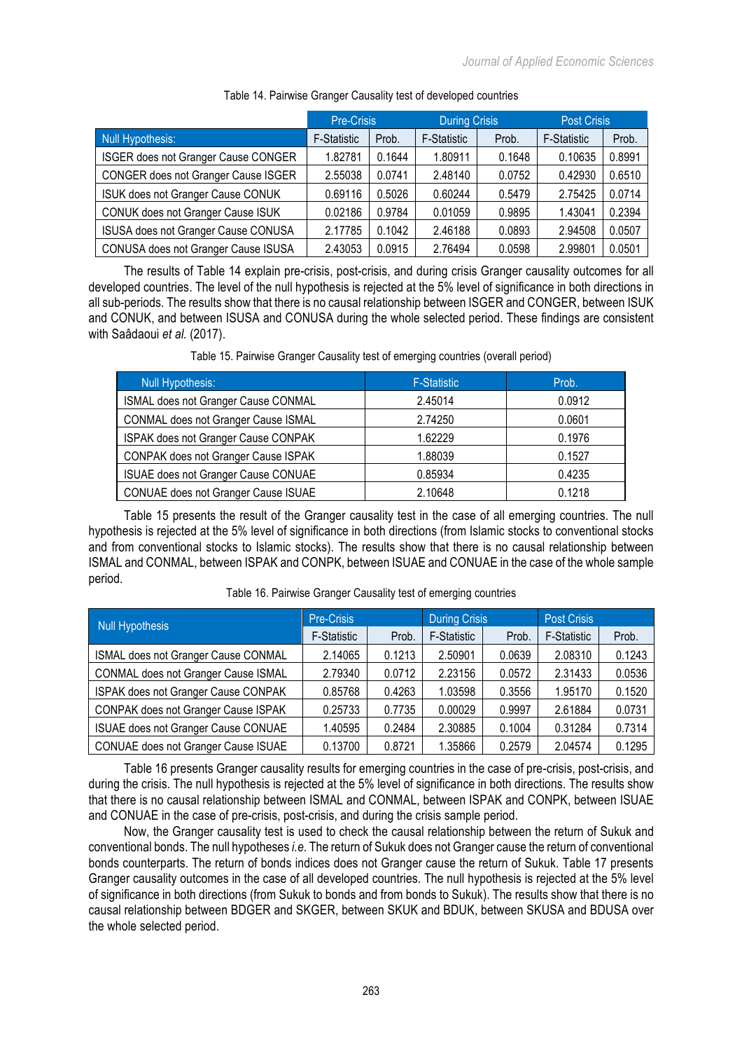Table 14. Pairwise Granger Causality test of developed countries

| Null Hypothesis: | Pre-Crisis | | During Crisis | | Post Crisis | |
|---|---|---|---|---|---|---|
| | F-Statistic | Prob. | F-Statistic | Prob. | F-Statistic | Prob. |
| ISGER does not Granger Cause CONGER | 1.82781 | 0.1644 | 1.80911 | 0.1648 | 0.10635 | 0.8991 |
| CONGER does not Granger Cause ISGER | 2.55038 | 0.0741 | 2.48140 | 0.0752 | 0.42930 | 0.6510 |
| ISUK does not Granger Cause CONUK | 0.69116 | 0.5026 | 0.60244 | 0.5479 | 2.75425 | 0.0714 |
| CONUK does not Granger Cause ISUK | 0.02186 | 0.9784 | 0.01059 | 0.9895 | 1.43041 | 0.2394 |
| ISUSA does not Granger Cause CONUSA | 2.17785 | 0.1042 | 2.46188 | 0.0893 | 2.94508 | 0.0507 |
| CONUSA does not Granger Cause ISUSA | 2.43053 | 0.0915 | 2.76494 | 0.0598 | 2.99801 | 0.0501 |

The results of Table 14 explain pre-crisis, post-crisis, and during crisis Granger causality outcomes for all developed countries. The level of the null hypothesis is rejected at the 5% level of significance in both directions in all sub-periods. The results show that there is no causal relationship between ISGER and CONGER, between ISUK and CONUK, and between ISUSA and CONUSA during the whole selected period. These findings are consistent with Saâdaoui *et al.* (2017).

Table 15. Pairwise Granger Causality test of emerging countries (overall period)

| Null Hypothesis: | F-Statistic | Prob. |
|---|---|---|
| ISMAL does not Granger Cause CONMAL | 2.45014 | 0.0912 |
| CONMAL does not Granger Cause ISMAL | 2.74250 | 0.0601 |
| ISPAK does not Granger Cause CONPAK | 1.62229 | 0.1976 |
| CONPAK does not Granger Cause ISPAK | 1.88039 | 0.1527 |
| ISUAE does not Granger Cause CONUAE | 0.85934 | 0.4235 |
| CONUAE does not Granger Cause ISUAE | 2.10648 | 0.1218 |

Table 15 presents the result of the Granger causality test in the case of all emerging countries. The null hypothesis is rejected at the 5% level of significance in both directions (from Islamic stocks to conventional stocks and from conventional stocks to Islamic stocks). The results show that there is no causal relationship between ISMAL and CONMAL, between ISPAK and CONPK, between ISUAE and CONUAE in the case of the whole sample period.

Table 16. Pairwise Granger Causality test of emerging countries

| Null Hypothesis | Pre-Crisis | | During Crisis | | Post Crisis | |
|---|---|---|---|---|---|---|
| | F-Statistic | Prob. | F-Statistic | Prob. | F-Statistic | Prob. |
| ISMAL does not Granger Cause CONMAL | 2.14065 | 0.1213 | 2.50901 | 0.0639 | 2.08310 | 0.1243 |
| CONMAL does not Granger Cause ISMAL | 2.79340 | 0.0712 | 2.23156 | 0.0572 | 2.31433 | 0.0536 |
| ISPAK does not Granger Cause CONPAK | 0.85768 | 0.4263 | 1.03598 | 0.3556 | 1.95170 | 0.1520 |
| CONPAK does not Granger Cause ISPAK | 0.25733 | 0.7735 | 0.00029 | 0.9997 | 2.61884 | 0.0731 |
| ISUAE does not Granger Cause CONUAE | 1.40595 | 0.2484 | 2.30885 | 0.1004 | 0.31284 | 0.7314 |
| CONUAE does not Granger Cause ISUAE | 0.13700 | 0.8721 | 1.35866 | 0.2579 | 2.04574 | 0.1295 |

Table 16 presents Granger causality results for emerging countries in the case of pre-crisis, post-crisis, and during the crisis. The null hypothesis is rejected at the 5% level of significance in both directions. The results show that there is no causal relationship between ISMAL and CONMAL, between ISPAK and CONPK, between ISUAE and CONUAE in the case of pre-crisis, post-crisis, and during the crisis sample period.

Now, the Granger causality test is used to check the causal relationship between the return of Sukuk and conventional bonds. The null hypotheses *i.e.* The return of Sukuk does not Granger cause the return of conventional bonds counterparts. The return of bonds indices does not Granger cause the return of Sukuk. Table 17 presents Granger causality outcomes in the case of all developed countries. The null hypothesis is rejected at the 5% level of significance in both directions (from Sukuk to bonds and from bonds to Sukuk). The results show that there is no causal relationship between BDGER and SKGER, between SKUK and BDUK, between SKUSA and BDUSA over the whole selected period.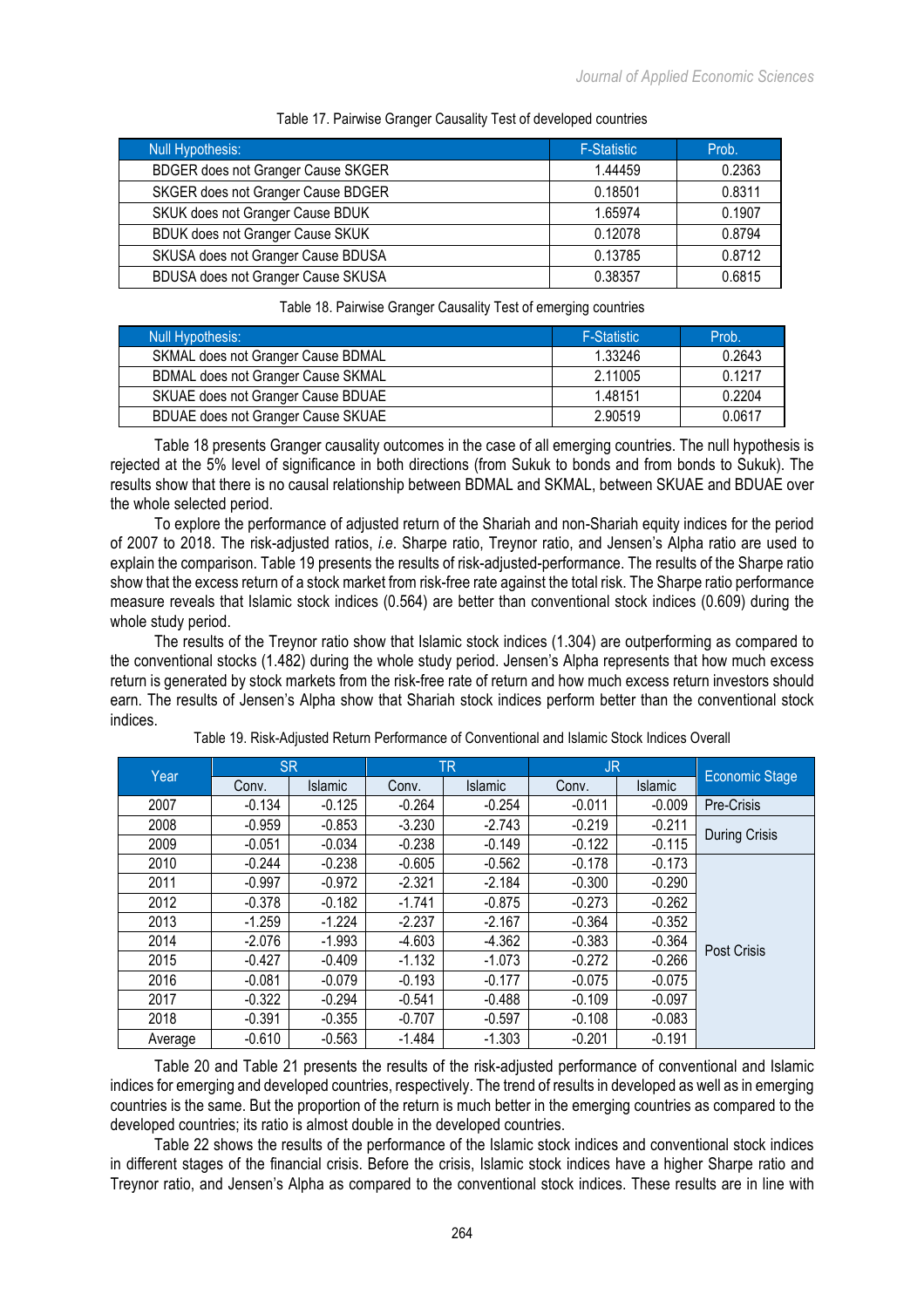Table 17. Pairwise Granger Causality Test of developed countries

| Null Hypothesis: | F-Statistic | Prob. |
|---|---|---|
| BDGER does not Granger Cause SKGER | 1.44459 | 0.2363 |
| SKGER does not Granger Cause BDGER | 0.18501 | 0.8311 |
| SKUK does not Granger Cause BDUK | 1.65974 | 0.1907 |
| BDUK does not Granger Cause SKUK | 0.12078 | 0.8794 |
| SKUSA does not Granger Cause BDUSA | 0.13785 | 0.8712 |
| BDUSA does not Granger Cause SKUSA | 0.38357 | 0.6815 |

Table 18. Pairwise Granger Causality Test of emerging countries

| Null Hypothesis: | F-Statistic | Prob. |
|---|---|---|
| SKMAL does not Granger Cause BDMAL | 1.33246 | 0.2643 |
| BDMAL does not Granger Cause SKMAL | 2.11005 | 0.1217 |
| SKUAE does not Granger Cause BDUAE | 1.48151 | 0.2204 |
| BDUAE does not Granger Cause SKUAE | 2.90519 | 0.0617 |

Table 18 presents Granger causality outcomes in the case of all emerging countries. The null hypothesis is rejected at the 5% level of significance in both directions (from Sukuk to bonds and from bonds to Sukuk). The results show that there is no causal relationship between BDMAL and SKMAL, between SKUAE and BDUAE over the whole selected period.

To explore the performance of adjusted return of the Shariah and non-Shariah equity indices for the period of 2007 to 2018. The risk-adjusted ratios, *i.e.* Sharpe ratio, Treynor ratio, and Jensen's Alpha ratio are used to explain the comparison. Table 19 presents the results of risk-adjusted-performance. The results of the Sharpe ratio show that the excess return of a stock market from risk-free rate against the total risk. The Sharpe ratio performance measure reveals that Islamic stock indices (0.564) are better than conventional stock indices (0.609) during the whole study period.

The results of the Treynor ratio show that Islamic stock indices (1.304) are outperforming as compared to the conventional stocks (1.482) during the whole study period. Jensen's Alpha represents that how much excess return is generated by stock markets from the risk-free rate of return and how much excess return investors should earn. The results of Jensen's Alpha show that Shariah stock indices perform better than the conventional stock indices.

Table 19. Risk-Adjusted Return Performance of Conventional and Islamic Stock Indices Overall

| Year | SR | | TR | | JR | | Economic Stage |
|---|---|---|---|---|---|---|---|
| | Conv. | Islamic | Conv. | Islamic | Conv. | Islamic | |
| 2007 | -0.134 | -0.125 | -0.264 | -0.254 | -0.011 | -0.009 | Pre-Crisis |
| 2008 | -0.959 | -0.853 | -3.230 | -2.743 | -0.219 | -0.211 | During Crisis |
| 2009 | -0.051 | -0.034 | -0.238 | -0.149 | -0.122 | -0.115 | |
| 2010 | -0.244 | -0.238 | -0.605 | -0.562 | -0.178 | -0.173 | Post Crisis |
| 2011 | -0.997 | -0.972 | -2.321 | -2.184 | -0.300 | -0.290 | |
| 2012 | -0.378 | -0.182 | -1.741 | -0.875 | -0.273 | -0.262 | |
| 2013 | -1.259 | -1.224 | -2.237 | -2.167 | -0.364 | -0.352 | |
| 2014 | -2.076 | -1.993 | -4.603 | -4.362 | -0.383 | -0.364 | |
| 2015 | -0.427 | -0.409 | -1.132 | -1.073 | -0.272 | -0.266 | |
| 2016 | -0.081 | -0.079 | -0.193 | -0.177 | -0.075 | -0.075 | |
| 2017 | -0.322 | -0.294 | -0.541 | -0.488 | -0.109 | -0.097 | |
| 2018 | -0.391 | -0.355 | -0.707 | -0.597 | -0.108 | -0.083 | |
| Average | -0.610 | -0.563 | -1.484 | -1.303 | -0.201 | -0.191 | |

Table 20 and Table 21 presents the results of the risk-adjusted performance of conventional and Islamic indices for emerging and developed countries, respectively. The trend of results in developed as well as in emerging countries is the same. But the proportion of the return is much better in the emerging countries as compared to the developed countries; its ratio is almost double in the developed countries.

Table 22 shows the results of the performance of the Islamic stock indices and conventional stock indices in different stages of the financial crisis. Before the crisis, Islamic stock indices have a higher Sharpe ratio and Treynor ratio, and Jensen's Alpha as compared to the conventional stock indices. These results are in line with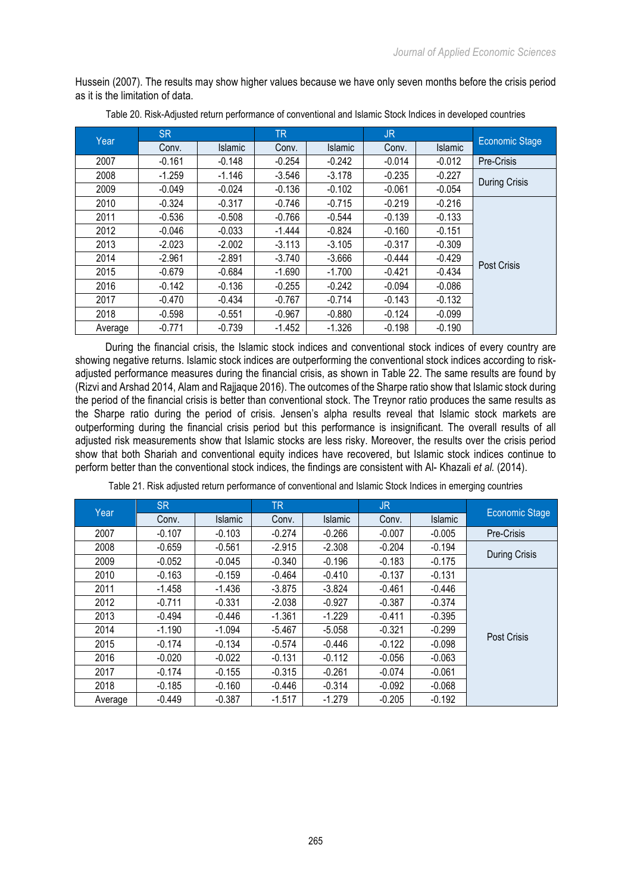Hussein (2007). The results may show higher values because we have only seven months before the crisis period as it is the limitation of data.

Table 20. Risk-Adjusted return performance of conventional and Islamic Stock Indices in developed countries

| Year | SR | | TR | | JR | | Economic Stage |
|---|---|---|---|---|---|---|---|
| | Conv. | Islamic | Conv. | Islamic | Conv. | Islamic | |
| 2007 | -0.161 | -0.148 | -0.254 | -0.242 | -0.014 | -0.012 | Pre-Crisis |
| 2008 | -1.259 | -1.146 | -3.546 | -3.178 | -0.235 | -0.227 | During Crisis |
| 2009 | -0.049 | -0.024 | -0.136 | -0.102 | -0.061 | -0.054 | |
| 2010 | -0.324 | -0.317 | -0.746 | -0.715 | -0.219 | -0.216 | Post Crisis |
| 2011 | -0.536 | -0.508 | -0.766 | -0.544 | -0.139 | -0.133 | |
| 2012 | -0.046 | -0.033 | -1.444 | -0.824 | -0.160 | -0.151 | |
| 2013 | -2.023 | -2.002 | -3.113 | -3.105 | -0.317 | -0.309 | |
| 2014 | -2.961 | -2.891 | -3.740 | -3.666 | -0.444 | -0.429 | |
| 2015 | -0.679 | -0.684 | -1.690 | -1.700 | -0.421 | -0.434 | |
| 2016 | -0.142 | -0.136 | -0.255 | -0.242 | -0.094 | -0.086 | |
| 2017 | -0.470 | -0.434 | -0.767 | -0.714 | -0.143 | -0.132 | |
| 2018 | -0.598 | -0.551 | -0.967 | -0.880 | -0.124 | -0.099 | |
| Average | -0.771 | -0.739 | -1.452 | -1.326 | -0.198 | -0.190 | |

During the financial crisis, the Islamic stock indices and conventional stock indices of every country are showing negative returns. Islamic stock indices are outperforming the conventional stock indices according to risk-adjusted performance measures during the financial crisis, as shown in Table 22. The same results are found by (Rizvi and Arshad 2014, Alam and Rajjaque 2016). The outcomes of the Sharpe ratio show that Islamic stock during the period of the financial crisis is better than conventional stock. The Treynor ratio produces the same results as the Sharpe ratio during the period of crisis. Jensen's alpha results reveal that Islamic stock markets are outperforming during the financial crisis period but this performance is insignificant. The overall results of all adjusted risk measurements show that Islamic stocks are less risky. Moreover, the results over the crisis period show that both Shariah and conventional equity indices have recovered, but Islamic stock indices continue to perform better than the conventional stock indices, the findings are consistent with Al- Khazali *et al.* (2014).

Table 21. Risk adjusted return performance of conventional and Islamic Stock Indices in emerging countries

| Year | SR | | TR | | JR | | Economic Stage |
|---|---|---|---|---|---|---|---|
| | Conv. | Islamic | Conv. | Islamic | Conv. | Islamic | |
| 2007 | -0.107 | -0.103 | -0.274 | -0.266 | -0.007 | -0.005 | Pre-Crisis |
| 2008 | -0.659 | -0.561 | -2.915 | -2.308 | -0.204 | -0.194 | During Crisis |
| 2009 | -0.052 | -0.045 | -0.340 | -0.196 | -0.183 | -0.175 | |
| 2010 | -0.163 | -0.159 | -0.464 | -0.410 | -0.137 | -0.131 | Post Crisis |
| 2011 | -1.458 | -1.436 | -3.875 | -3.824 | -0.461 | -0.446 | |
| 2012 | -0.711 | -0.331 | -2.038 | -0.927 | -0.387 | -0.374 | |
| 2013 | -0.494 | -0.446 | -1.361 | -1.229 | -0.411 | -0.395 | |
| 2014 | -1.190 | -1.094 | -5.467 | -5.058 | -0.321 | -0.299 | |
| 2015 | -0.174 | -0.134 | -0.574 | -0.446 | -0.122 | -0.098 | |
| 2016 | -0.020 | -0.022 | -0.131 | -0.112 | -0.056 | -0.063 | |
| 2017 | -0.174 | -0.155 | -0.315 | -0.261 | -0.074 | -0.061 | |
| 2018 | -0.185 | -0.160 | -0.446 | -0.314 | -0.092 | -0.068 | |
| Average | -0.449 | -0.387 | -1.517 | -1.279 | -0.205 | -0.192 | |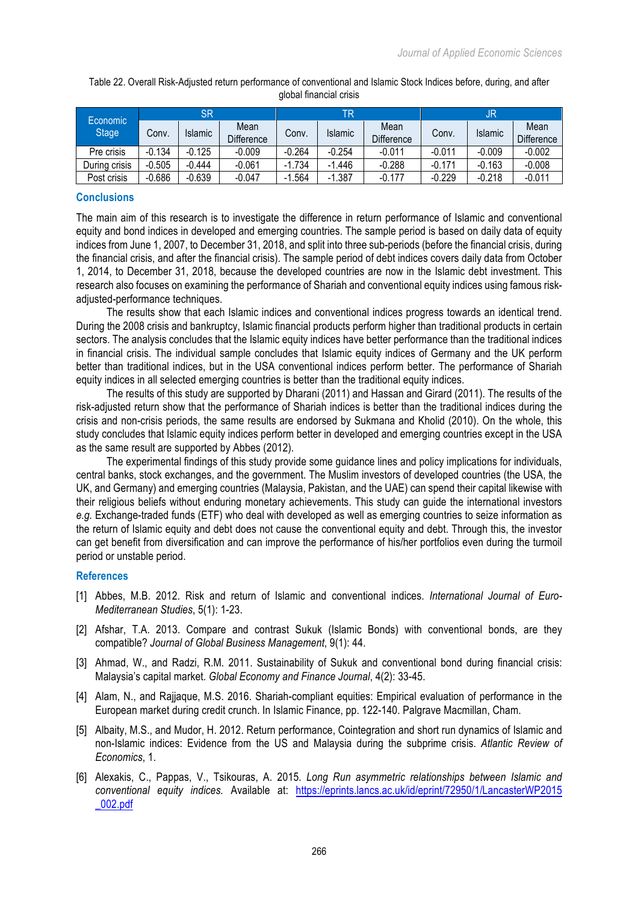Table 22. Overall Risk-Adjusted return performance of conventional and Islamic Stock Indices before, during, and after global financial crisis

| Economic Stage | SR | | | TR | | | JR | | |
|---|---|---|---|---|---|---|---|---|---|
| | Conv. | Islamic | Mean Difference | Conv. | Islamic | Mean Difference | Conv. | Islamic | Mean Difference |
| Pre crisis | -0.134 | -0.125 | -0.009 | -0.264 | -0.254 | -0.011 | -0.011 | -0.009 | -0.002 |
| During crisis | -0.505 | -0.444 | -0.061 | -1.734 | -1.446 | -0.288 | -0.171 | -0.163 | -0.008 |
| Post crisis | -0.686 | -0.639 | -0.047 | -1.564 | -1.387 | -0.177 | -0.229 | -0.218 | -0.011 |

## Conclusions

The main aim of this research is to investigate the difference in return performance of Islamic and conventional equity and bond indices in developed and emerging countries. The sample period is based on daily data of equity indices from June 1, 2007, to December 31, 2018, and split into three sub-periods (before the financial crisis, during the financial crisis, and after the financial crisis). The sample period of debt indices covers daily data from October 1, 2014, to December 31, 2018, because the developed countries are now in the Islamic debt investment. This research also focuses on examining the performance of Shariah and conventional equity indices using famous risk-adjusted-performance techniques.

The results show that each Islamic indices and conventional indices progress towards an identical trend. During the 2008 crisis and bankruptcy, Islamic financial products perform higher than traditional products in certain sectors. The analysis concludes that the Islamic equity indices have better performance than the traditional indices in financial crisis. The individual sample concludes that Islamic equity indices of Germany and the UK perform better than traditional indices, but in the USA conventional indices perform better. The performance of Shariah equity indices in all selected emerging countries is better than the traditional equity indices.

The results of this study are supported by Dharani (2011) and Hassan and Girard (2011). The results of the risk-adjusted return show that the performance of Shariah indices is better than the traditional indices during the crisis and non-crisis periods, the same results are endorsed by Sukmana and Kholid (2010). On the whole, this study concludes that Islamic equity indices perform better in developed and emerging countries except in the USA as the same result are supported by Abbes (2012).

The experimental findings of this study provide some guidance lines and policy implications for individuals, central banks, stock exchanges, and the government. The Muslim investors of developed countries (the USA, the UK, and Germany) and emerging countries (Malaysia, Pakistan, and the UAE) can spend their capital likewise with their religious beliefs without enduring monetary achievements. This study can guide the international investors *e.g.* Exchange-traded funds (ETF) who deal with developed as well as emerging countries to seize information as the return of Islamic equity and debt does not cause the conventional equity and debt. Through this, the investor can get benefit from diversification and can improve the performance of his/her portfolios even during the turmoil period or unstable period.

## References

[1] Abbes, M.B. 2012. Risk and return of Islamic and conventional indices. *International Journal of Euro-Mediterranean Studies*, 5(1): 1-23.

[2] Afshar, T.A. 2013. Compare and contrast Sukuk (Islamic Bonds) with conventional bonds, are they compatible? *Journal of Global Business Management*, 9(1): 44.

[3] Ahmad, W., and Radzi, R.M. 2011. Sustainability of Sukuk and conventional bond during financial crisis: Malaysia's capital market. *Global Economy and Finance Journal*, 4(2): 33-45.

[4] Alam, N., and Rajjaque, M.S. 2016. Shariah-compliant equities: Empirical evaluation of performance in the European market during credit crunch. In Islamic Finance, pp. 122-140. Palgrave Macmillan, Cham.

[5] Albaity, M.S., and Mudor, H. 2012. Return performance, Cointegration and short run dynamics of Islamic and non-Islamic indices: Evidence from the US and Malaysia during the subprime crisis. *Atlantic Review of Economics*, 1.

[6] Alexakis, C., Pappas, V., Tsikouras, A. 2015. *Long Run asymmetric relationships between Islamic and conventional equity indices.* Available at: https://eprints.lancs.ac.uk/id/eprint/72950/1/LancasterWP2015_002.pdf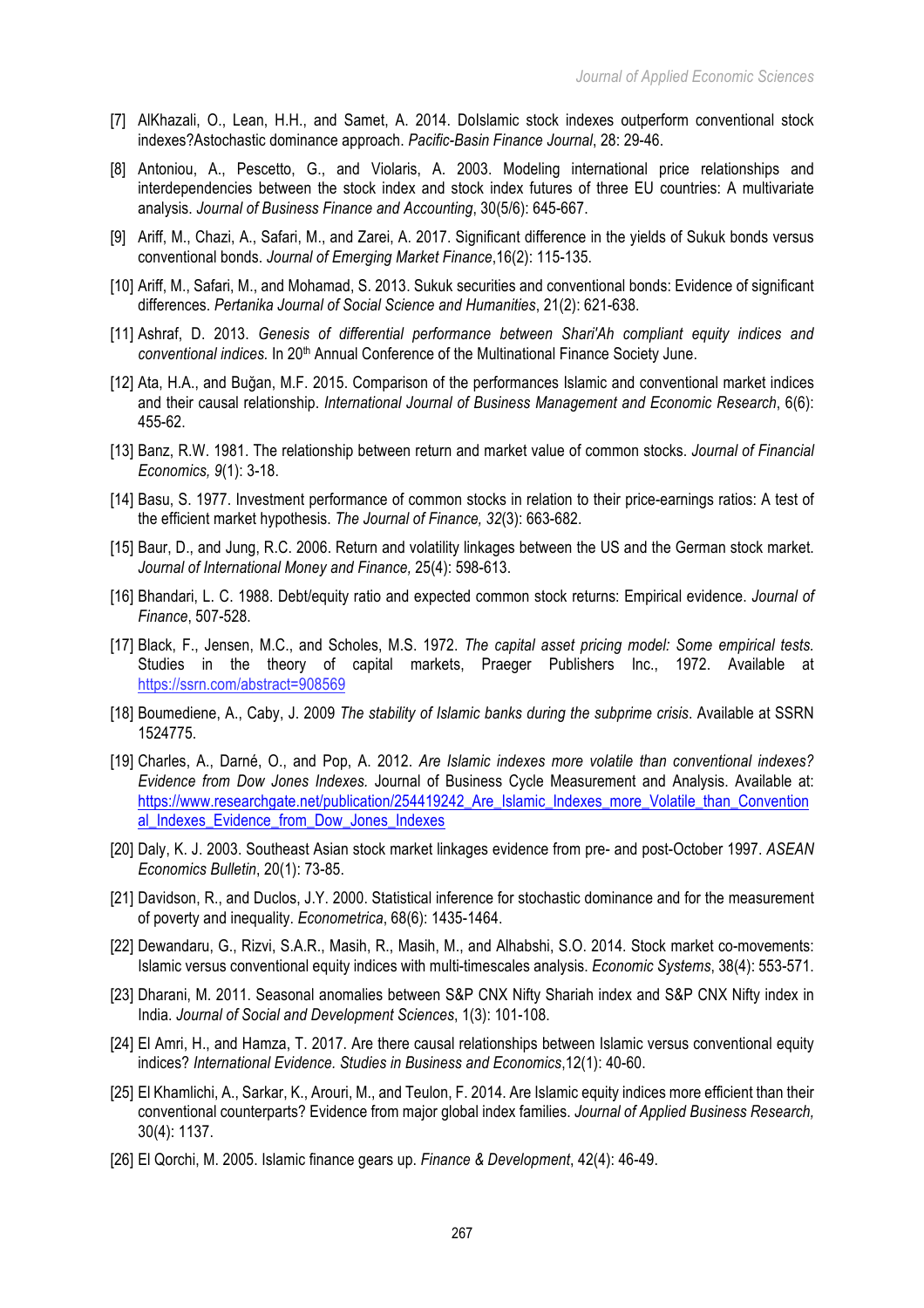[7] AlKhazali, O., Lean, H.H., and Samet, A. 2014. DoIslamic stock indexes outperform conventional stock indexes?Astochastic dominance approach. *Pacific-Basin Finance Journal*, 28: 29-46.

[8] Antoniou, A., Pescetto, G., and Violaris, A. 2003. Modeling international price relationships and interdependencies between the stock index and stock index futures of three EU countries: A multivariate analysis. *Journal of Business Finance and Accounting*, 30(5/6): 645-667.

[9] Ariff, M., Chazi, A., Safari, M., and Zarei, A. 2017. Significant difference in the yields of Sukuk bonds versus conventional bonds. *Journal of Emerging Market Finance*,16(2): 115-135.

[10] Ariff, M., Safari, M., and Mohamad, S. 2013. Sukuk securities and conventional bonds: Evidence of significant differences. *Pertanika Journal of Social Science and Humanities*, 21(2): 621-638.

[11] Ashraf, D. 2013. *Genesis of differential performance between Shari'Ah compliant equity indices and conventional indices.* In 20th Annual Conference of the Multinational Finance Society June.

[12] Ata, H.A., and Buğan, M.F. 2015. Comparison of the performances Islamic and conventional market indices and their causal relationship. *International Journal of Business Management and Economic Research*, 6(6): 455-62.

[13] Banz, R.W. 1981. The relationship between return and market value of common stocks. *Journal of Financial Economics, 9*(1): 3-18.

[14] Basu, S. 1977. Investment performance of common stocks in relation to their price-earnings ratios: A test of the efficient market hypothesis. *The Journal of Finance, 32*(3): 663-682.

[15] Baur, D., and Jung, R.C. 2006. Return and volatility linkages between the US and the German stock market. *Journal of International Money and Finance,* 25(4): 598-613.

[16] Bhandari, L. C. 1988. Debt/equity ratio and expected common stock returns: Empirical evidence. *Journal of Finance*, 507-528.

[17] Black, F., Jensen, M.C., and Scholes, M.S. 1972. *The capital asset pricing model: Some empirical tests.* Studies in the theory of capital markets, Praeger Publishers Inc., 1972. Available at https://ssrn.com/abstract=908569

[18] Boumediene, A., Caby, J. 2009 *The stability of Islamic banks during the subprime crisis*. Available at SSRN 1524775.

[19] Charles, A., Darné, O., and Pop, A. 2012. *Are Islamic indexes more volatile than conventional indexes? Evidence from Dow Jones Indexes.* Journal of Business Cycle Measurement and Analysis. Available at: https://www.researchgate.net/publication/254419242_Are_Islamic_Indexes_more_Volatile_than_Conventional_Indexes_Evidence_from_Dow_Jones_Indexes

[20] Daly, K. J. 2003. Southeast Asian stock market linkages evidence from pre- and post-October 1997. *ASEAN Economics Bulletin*, 20(1): 73-85.

[21] Davidson, R., and Duclos, J.Y. 2000. Statistical inference for stochastic dominance and for the measurement of poverty and inequality. *Econometrica*, 68(6): 1435-1464.

[22] Dewandaru, G., Rizvi, S.A.R., Masih, R., Masih, M., and Alhabshi, S.O. 2014. Stock market co-movements: Islamic versus conventional equity indices with multi-timescales analysis. *Economic Systems*, 38(4): 553-571.

[23] Dharani, M. 2011. Seasonal anomalies between S&P CNX Nifty Shariah index and S&P CNX Nifty index in India. *Journal of Social and Development Sciences*, 1(3): 101-108.

[24] El Amri, H., and Hamza, T. 2017. Are there causal relationships between Islamic versus conventional equity indices? *International Evidence. Studies in Business and Economics*,12(1): 40-60.

[25] El Khamlichi, A., Sarkar, K., Arouri, M., and Teulon, F. 2014. Are Islamic equity indices more efficient than their conventional counterparts? Evidence from major global index families. *Journal of Applied Business Research,* 30(4): 1137.

[26] El Qorchi, M. 2005. Islamic finance gears up. *Finance & Development*, 42(4): 46-49.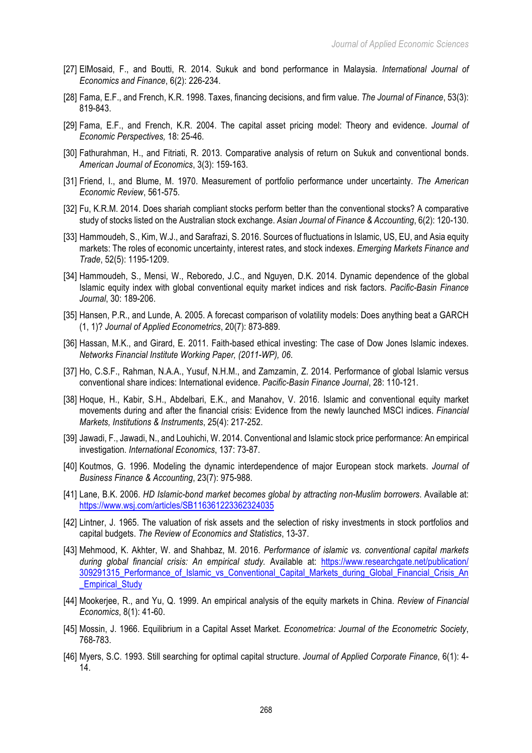[27] ElMosaid, F., and Boutti, R. 2014. Sukuk and bond performance in Malaysia. *International Journal of Economics and Finance*, 6(2): 226-234.

[28] Fama, E.F., and French, K.R. 1998. Taxes, financing decisions, and firm value. *The Journal of Finance*, 53(3): 819-843.

[29] Fama, E.F., and French, K.R. 2004. The capital asset pricing model: Theory and evidence. *Journal of Economic Perspectives,* 18: 25-46.

[30] Fathurahman, H., and Fitriati, R. 2013. Comparative analysis of return on Sukuk and conventional bonds. *American Journal of Economics*, 3(3): 159-163.

[31] Friend, I., and Blume, M. 1970. Measurement of portfolio performance under uncertainty. *The American Economic Review*, 561-575.

[32] Fu, K.R.M. 2014. Does shariah compliant stocks perform better than the conventional stocks? A comparative study of stocks listed on the Australian stock exchange. *Asian Journal of Finance & Accounting*, 6(2): 120-130.

[33] Hammoudeh, S., Kim, W.J., and Sarafrazi, S. 2016. Sources of fluctuations in Islamic, US, EU, and Asia equity markets: The roles of economic uncertainty, interest rates, and stock indexes. *Emerging Markets Finance and Trade*, 52(5): 1195-1209.

[34] Hammoudeh, S., Mensi, W., Reboredo, J.C., and Nguyen, D.K. 2014. Dynamic dependence of the global Islamic equity index with global conventional equity market indices and risk factors. *Pacific-Basin Finance Journal*, 30: 189-206.

[35] Hansen, P.R., and Lunde, A. 2005. A forecast comparison of volatility models: Does anything beat a GARCH (1, 1)? *Journal of Applied Econometrics*, 20(7): 873-889.

[36] Hassan, M.K., and Girard, E. 2011. Faith-based ethical investing: The case of Dow Jones Islamic indexes. *Networks Financial Institute Working Paper, (2011-WP), 06*.

[37] Ho, C.S.F., Rahman, N.A.A., Yusuf, N.H.M., and Zamzamin, Z. 2014. Performance of global Islamic versus conventional share indices: International evidence. *Pacific-Basin Finance Journal*, 28: 110-121.

[38] Hoque, H., Kabir, S.H., Abdelbari, E.K., and Manahov, V. 2016. Islamic and conventional equity market movements during and after the financial crisis: Evidence from the newly launched MSCI indices. *Financial Markets, Institutions & Instruments*, 25(4): 217-252.

[39] Jawadi, F., Jawadi, N., and Louhichi, W. 2014. Conventional and Islamic stock price performance: An empirical investigation. *International Economics*, 137: 73-87.

[40] Koutmos, G. 1996. Modeling the dynamic interdependence of major European stock markets. *Journal of Business Finance & Accounting*, 23(7): 975-988.

[41] Lane, B.K. 2006. *HD Islamic-bond market becomes global by attracting non-Muslim borrowers*. Available at: https://www.wsj.com/articles/SB116361223362324035

[42] Lintner, J. 1965. The valuation of risk assets and the selection of risky investments in stock portfolios and capital budgets. *The Review of Economics and Statistics*, 13-37.

[43] Mehmood, K. Akhter, W. and Shahbaz, M. 2016. *Performance of islamic vs. conventional capital markets during global financial crisis: An empirical study.* Available at: https://www.researchgate.net/publication/309291315_Performance_of_Islamic_vs_Conventional_Capital_Markets_during_Global_Financial_Crisis_An_Empirical_Study

[44] Mookerjee, R., and Yu, Q. 1999. An empirical analysis of the equity markets in China. *Review of Financial Economics*, 8(1): 41-60.

[45] Mossin, J. 1966. Equilibrium in a Capital Asset Market. *Econometrica: Journal of the Econometric Society*, 768-783.

[46] Myers, S.C. 1993. Still searching for optimal capital structure. *Journal of Applied Corporate Finance*, 6(1): 4-14.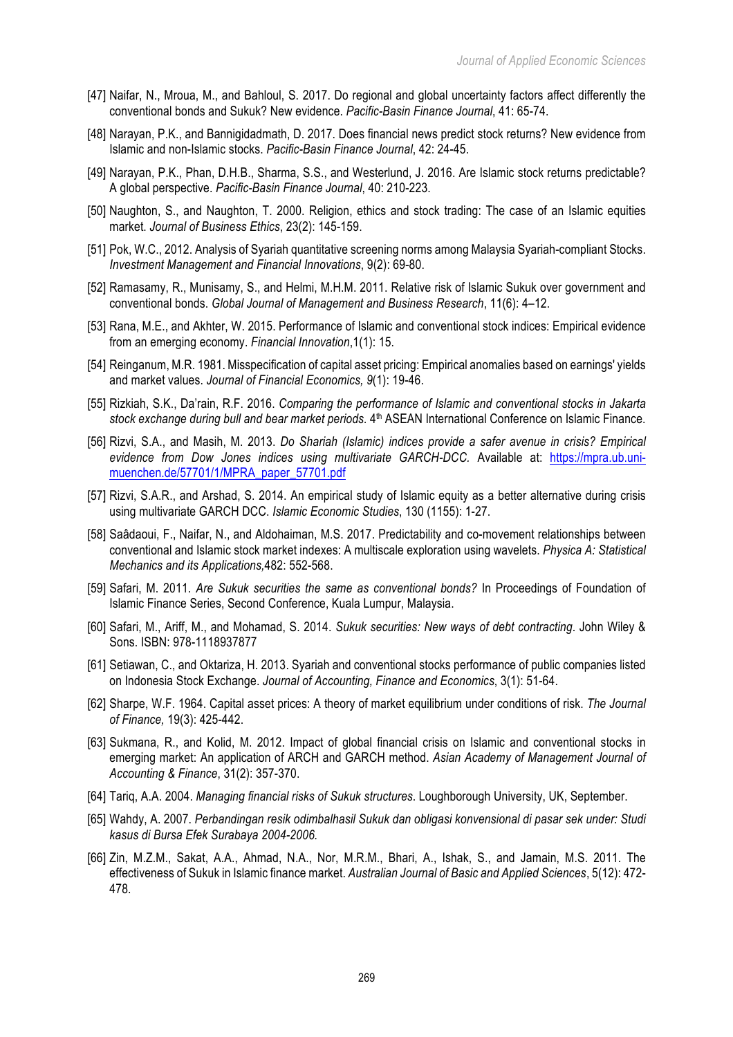[47] Naifar, N., Mroua, M., and Bahloul, S. 2017. Do regional and global uncertainty factors affect differently the conventional bonds and Sukuk? New evidence. *Pacific-Basin Finance Journal*, 41: 65-74.

[48] Narayan, P.K., and Bannigidadmath, D. 2017. Does financial news predict stock returns? New evidence from Islamic and non-Islamic stocks. *Pacific-Basin Finance Journal*, 42: 24-45.

[49] Narayan, P.K., Phan, D.H.B., Sharma, S.S., and Westerlund, J. 2016. Are Islamic stock returns predictable? A global perspective. *Pacific-Basin Finance Journal*, 40: 210-223.

[50] Naughton, S., and Naughton, T. 2000. Religion, ethics and stock trading: The case of an Islamic equities market. *Journal of Business Ethics*, 23(2): 145-159.

[51] Pok, W.C., 2012. Analysis of Syariah quantitative screening norms among Malaysia Syariah-compliant Stocks. *Investment Management and Financial Innovations*, 9(2): 69-80.

[52] Ramasamy, R., Munisamy, S., and Helmi, M.H.M. 2011. Relative risk of Islamic Sukuk over government and conventional bonds. *Global Journal of Management and Business Research*, 11(6): 4–12.

[53] Rana, M.E., and Akhter, W. 2015. Performance of Islamic and conventional stock indices: Empirical evidence from an emerging economy. *Financial Innovation*,1(1): 15.

[54] Reinganum, M.R. 1981. Misspecification of capital asset pricing: Empirical anomalies based on earnings' yields and market values. *Journal of Financial Economics, 9*(1): 19-46.

[55] Rizkiah, S.K., Da'rain, R.F. 2016. *Comparing the performance of Islamic and conventional stocks in Jakarta stock exchange during bull and bear market periods.* 4th ASEAN International Conference on Islamic Finance.

[56] Rizvi, S.A., and Masih, M. 2013. *Do Shariah (Islamic) indices provide a safer avenue in crisis? Empirical evidence from Dow Jones indices using multivariate GARCH-DCC.* Available at: https://mpra.ub.uni-muenchen.de/57701/1/MPRA_paper_57701.pdf

[57] Rizvi, S.A.R., and Arshad, S. 2014. An empirical study of Islamic equity as a better alternative during crisis using multivariate GARCH DCC. *Islamic Economic Studies*, 130 (1155): 1-27.

[58] Saâdaoui, F., Naifar, N., and Aldohaiman, M.S. 2017. Predictability and co-movement relationships between conventional and Islamic stock market indexes: A multiscale exploration using wavelets. *Physica A: Statistical Mechanics and its Applications,*482: 552-568.

[59] Safari, M. 2011. *Are Sukuk securities the same as conventional bonds?* In Proceedings of Foundation of Islamic Finance Series, Second Conference, Kuala Lumpur, Malaysia.

[60] Safari, M., Ariff, M., and Mohamad, S. 2014. *Sukuk securities: New ways of debt contracting*. John Wiley & Sons. ISBN: 978-1118937877

[61] Setiawan, C., and Oktariza, H. 2013. Syariah and conventional stocks performance of public companies listed on Indonesia Stock Exchange. *Journal of Accounting, Finance and Economics*, 3(1): 51-64.

[62] Sharpe, W.F. 1964. Capital asset prices: A theory of market equilibrium under conditions of risk. *The Journal of Finance,* 19(3): 425-442.

[63] Sukmana, R., and Kolid, M. 2012. Impact of global financial crisis on Islamic and conventional stocks in emerging market: An application of ARCH and GARCH method. *Asian Academy of Management Journal of Accounting & Finance*, 31(2): 357-370.

[64] Tariq, A.A. 2004. *Managing financial risks of Sukuk structures*. Loughborough University, UK, September.

[65] Wahdy, A. 2007. *Perbandingan resik odimbalhasil Sukuk dan obligasi konvensional di pasar sek under: Studi kasus di Bursa Efek Surabaya 2004-2006.*

[66] Zin, M.Z.M., Sakat, A.A., Ahmad, N.A., Nor, M.R.M., Bhari, A., Ishak, S., and Jamain, M.S. 2011. The effectiveness of Sukuk in Islamic finance market. *Australian Journal of Basic and Applied Sciences*, 5(12): 472-478.